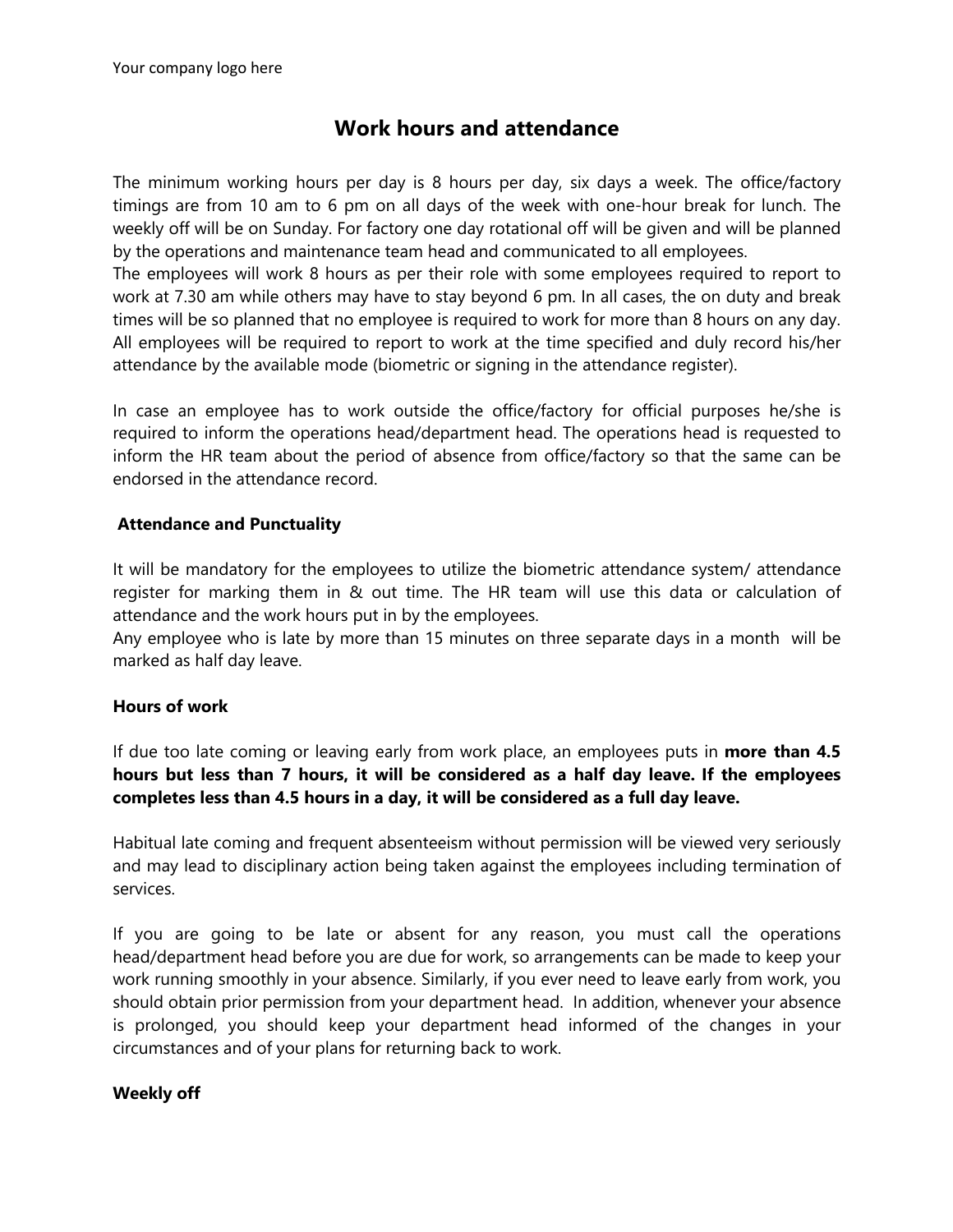Your company logo here

# Work hours and attendance

The minimum working hours per day is 8 hours per day, six days a week. The office/factory timings are from 10 am to 6 pm on all days of the week with one-hour break for lunch. The weekly off will be on Sunday. For factory one day rotational off will be given and will be planned by the operations and maintenance team head and communicated to all employees.
The employees will work 8 hours as per their role with some employees required to report to work at 7.30 am while others may have to stay beyond 6 pm. In all cases, the on duty and break times will be so planned that no employee is required to work for more than 8 hours on any day. All employees will be required to report to work at the time specified and duly record his/her attendance by the available mode (biometric or signing in the attendance register).

In case an employee has to work outside the office/factory for official purposes he/she is required to inform the operations head/department head. The operations head is requested to inform the HR team about the period of absence from office/factory so that the same can be endorsed in the attendance record.

### Attendance and Punctuality

It will be mandatory for the employees to utilize the biometric attendance system/ attendance register for marking them in & out time. The HR team will use this data or calculation of attendance and the work hours put in by the employees.
Any employee who is late by more than 15 minutes on three separate days in a month will be marked as half day leave.

### Hours of work

If due too late coming or leaving early from work place, an employees puts in **more than 4.5 hours but less than 7 hours, it will be considered as a half day leave. If the employees completes less than 4.5 hours in a day, it will be considered as a full day leave.**

Habitual late coming and frequent absenteeism without permission will be viewed very seriously and may lead to disciplinary action being taken against the employees including termination of services.

If you are going to be late or absent for any reason, you must call the operations head/department head before you are due for work, so arrangements can be made to keep your work running smoothly in your absence. Similarly, if you ever need to leave early from work, you should obtain prior permission from your department head. In addition, whenever your absence is prolonged, you should keep your department head informed of the changes in your circumstances and of your plans for returning back to work.

### Weekly off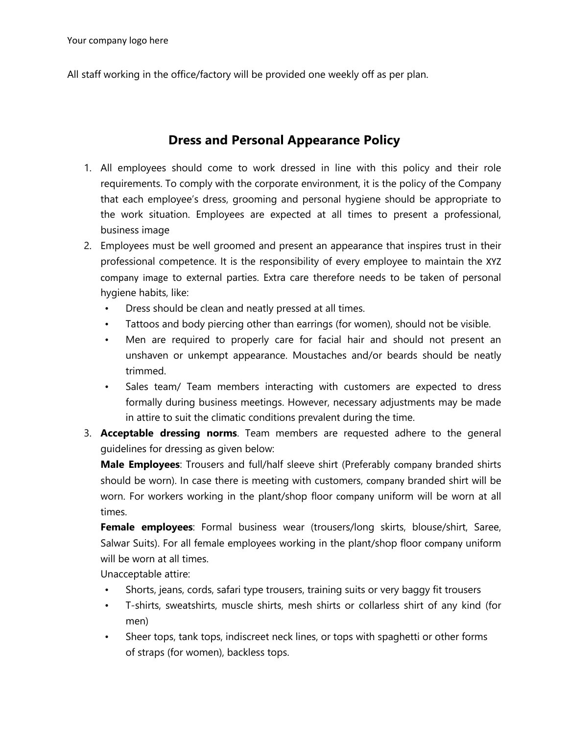All staff working in the office/factory will be provided one weekly off as per plan.

## Dress and Personal Appearance Policy

1. All employees should come to work dressed in line with this policy and their role requirements. To comply with the corporate environment, it is the policy of the Company that each employee's dress, grooming and personal hygiene should be appropriate to the work situation. Employees are expected at all times to present a professional, business image
2. Employees must be well groomed and present an appearance that inspires trust in their professional competence. It is the responsibility of every employee to maintain the XYZ company image to external parties. Extra care therefore needs to be taken of personal hygiene habits, like:
   - Dress should be clean and neatly pressed at all times.
   - Tattoos and body piercing other than earrings (for women), should not be visible.
   - Men are required to properly care for facial hair and should not present an unshaven or unkempt appearance. Moustaches and/or beards should be neatly trimmed.
   - Sales team/ Team members interacting with customers are expected to dress formally during business meetings. However, necessary adjustments may be made in attire to suit the climatic conditions prevalent during the time.
3. **Acceptable dressing norms**. Team members are requested adhere to the general guidelines for dressing as given below:

   **Male Employees**: Trousers and full/half sleeve shirt (Preferably company branded shirts should be worn). In case there is meeting with customers, company branded shirt will be worn. For workers working in the plant/shop floor company uniform will be worn at all times.

   **Female employees**: Formal business wear (trousers/long skirts, blouse/shirt, Saree, Salwar Suits). For all female employees working in the plant/shop floor company uniform will be worn at all times.

   Unacceptable attire:
   - Shorts, jeans, cords, safari type trousers, training suits or very baggy fit trousers
   - T-shirts, sweatshirts, muscle shirts, mesh shirts or collarless shirt of any kind (for men)
   - Sheer tops, tank tops, indiscreet neck lines, or tops with spaghetti or other forms of straps (for women), backless tops.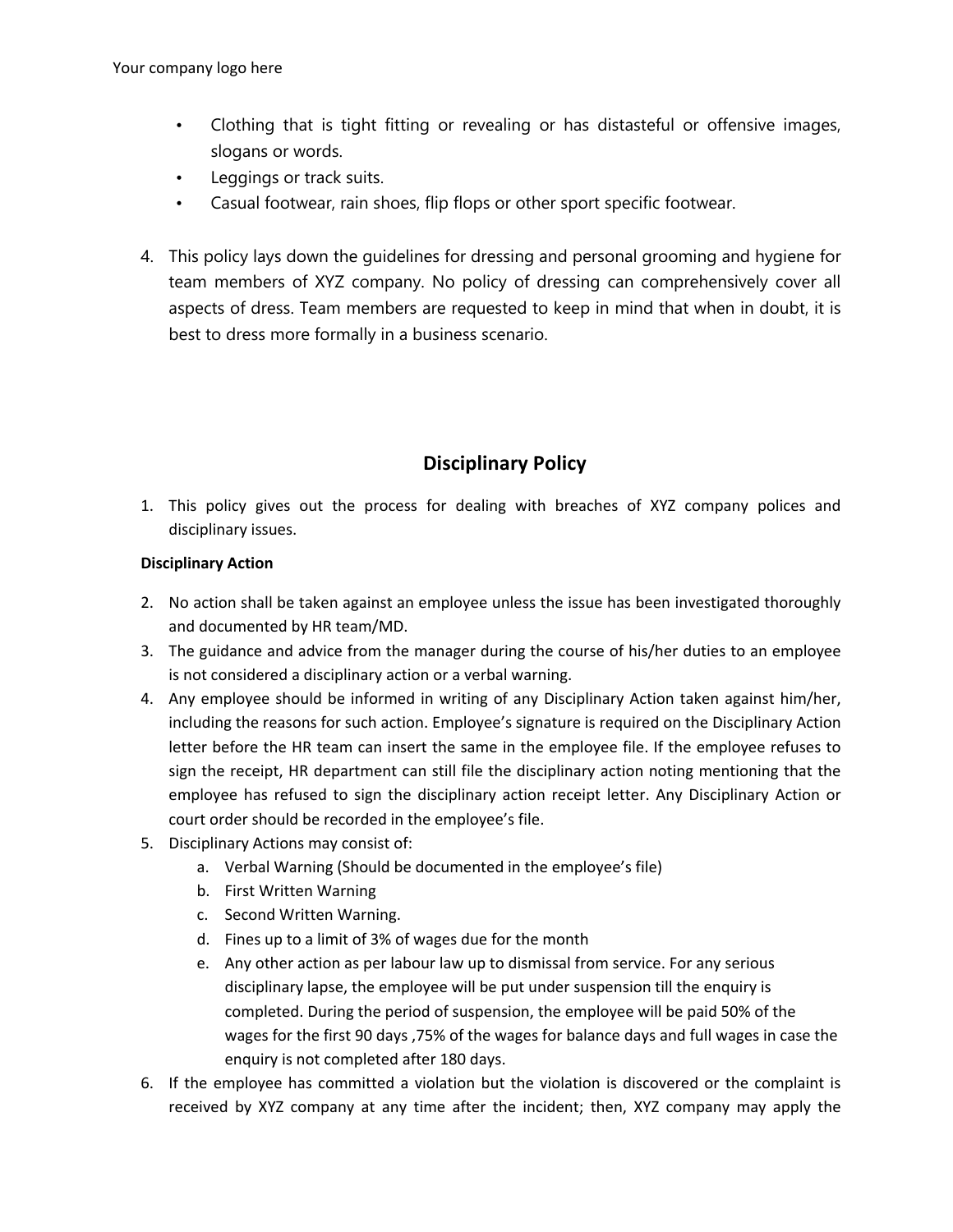- Clothing that is tight fitting or revealing or has distasteful or offensive images, slogans or words.
- Leggings or track suits.
- Casual footwear, rain shoes, flip flops or other sport specific footwear.

4. This policy lays down the guidelines for dressing and personal grooming and hygiene for team members of XYZ company. No policy of dressing can comprehensively cover all aspects of dress. Team members are requested to keep in mind that when in doubt, it is best to dress more formally in a business scenario.

## Disciplinary Policy

1. This policy gives out the process for dealing with breaches of XYZ company polices and disciplinary issues.

**Disciplinary Action**

2. No action shall be taken against an employee unless the issue has been investigated thoroughly and documented by HR team/MD.
3. The guidance and advice from the manager during the course of his/her duties to an employee is not considered a disciplinary action or a verbal warning.
4. Any employee should be informed in writing of any Disciplinary Action taken against him/her, including the reasons for such action. Employee's signature is required on the Disciplinary Action letter before the HR team can insert the same in the employee file. If the employee refuses to sign the receipt, HR department can still file the disciplinary action noting mentioning that the employee has refused to sign the disciplinary action receipt letter. Any Disciplinary Action or court order should be recorded in the employee's file.
5. Disciplinary Actions may consist of:
   a. Verbal Warning (Should be documented in the employee's file)
   b. First Written Warning
   c. Second Written Warning.
   d. Fines up to a limit of 3% of wages due for the month
   e. Any other action as per labour law up to dismissal from service. For any serious disciplinary lapse, the employee will be put under suspension till the enquiry is completed. During the period of suspension, the employee will be paid 50% of the wages for the first 90 days ,75% of the wages for balance days and full wages in case the enquiry is not completed after 180 days.
6. If the employee has committed a violation but the violation is discovered or the complaint is received by XYZ company at any time after the incident; then, XYZ company may apply the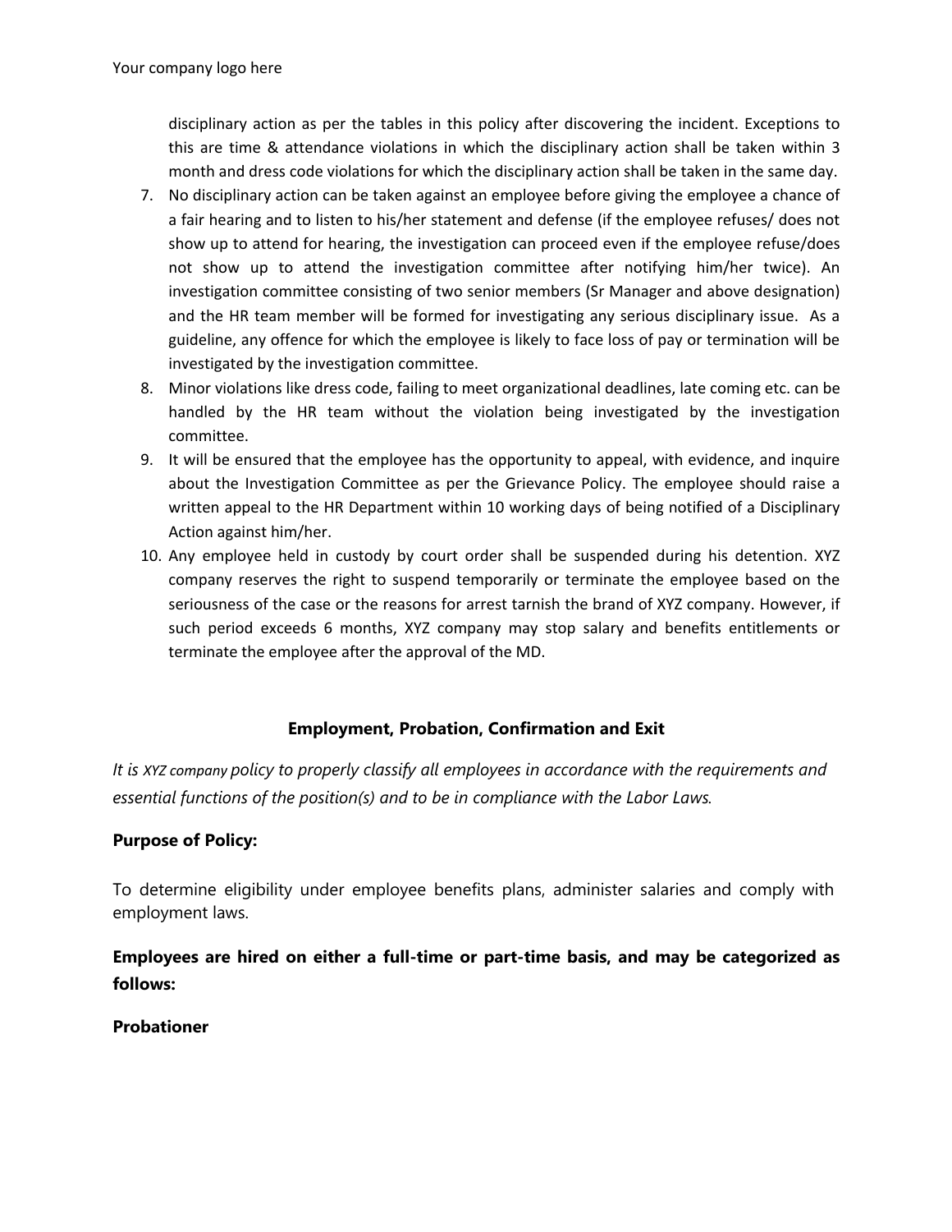disciplinary action as per the tables in this policy after discovering the incident. Exceptions to this are time & attendance violations in which the disciplinary action shall be taken within 3 month and dress code violations for which the disciplinary action shall be taken in the same day.

7. No disciplinary action can be taken against an employee before giving the employee a chance of a fair hearing and to listen to his/her statement and defense (if the employee refuses/ does not show up to attend for hearing, the investigation can proceed even if the employee refuse/does not show up to attend the investigation committee after notifying him/her twice). An investigation committee consisting of two senior members (Sr Manager and above designation) and the HR team member will be formed for investigating any serious disciplinary issue. As a guideline, any offence for which the employee is likely to face loss of pay or termination will be investigated by the investigation committee.
8. Minor violations like dress code, failing to meet organizational deadlines, late coming etc. can be handled by the HR team without the violation being investigated by the investigation committee.
9. It will be ensured that the employee has the opportunity to appeal, with evidence, and inquire about the Investigation Committee as per the Grievance Policy. The employee should raise a written appeal to the HR Department within 10 working days of being notified of a Disciplinary Action against him/her.
10. Any employee held in custody by court order shall be suspended during his detention. XYZ company reserves the right to suspend temporarily or terminate the employee based on the seriousness of the case or the reasons for arrest tarnish the brand of XYZ company. However, if such period exceeds 6 months, XYZ company may stop salary and benefits entitlements or terminate the employee after the approval of the MD.

## Employment, Probation, Confirmation and Exit

*It is XYZ company policy to properly classify all employees in accordance with the requirements and essential functions of the position(s) and to be in compliance with the Labor Laws.*

**Purpose of Policy:**

To determine eligibility under employee benefits plans, administer salaries and comply with employment laws.

**Employees are hired on either a full-time or part-time basis, and may be categorized as follows:**

**Probationer**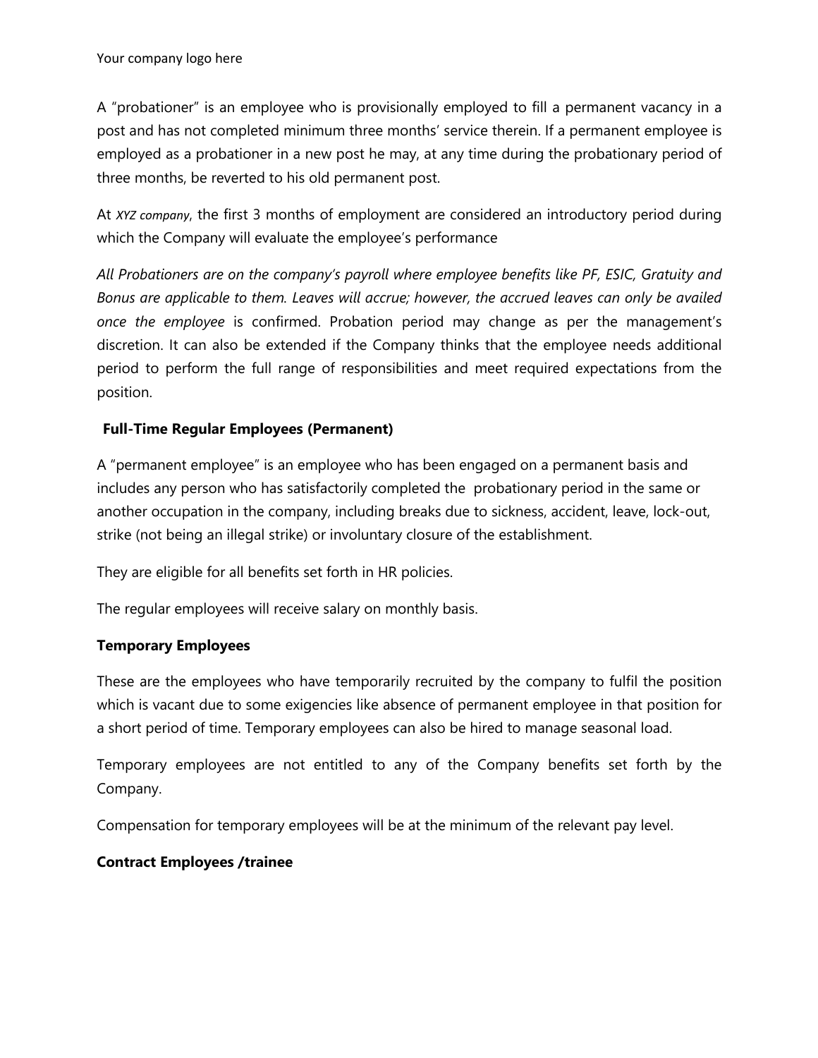A "probationer" is an employee who is provisionally employed to fill a permanent vacancy in a post and has not completed minimum three months' service therein. If a permanent employee is employed as a probationer in a new post he may, at any time during the probationary period of three months, be reverted to his old permanent post.

At *XYZ company*, the first 3 months of employment are considered an introductory period during which the Company will evaluate the employee's performance

*All Probationers are on the company's payroll where employee benefits like PF, ESIC, Gratuity and Bonus are applicable to them. Leaves will accrue; however, the accrued leaves can only be availed once the employee* is confirmed. Probation period may change as per the management's discretion. It can also be extended if the Company thinks that the employee needs additional period to perform the full range of responsibilities and meet required expectations from the position.

**Full-Time Regular Employees (Permanent)**

A "permanent employee" is an employee who has been engaged on a permanent basis and includes any person who has satisfactorily completed the probationary period in the same or another occupation in the company, including breaks due to sickness, accident, leave, lock-out, strike (not being an illegal strike) or involuntary closure of the establishment.

They are eligible for all benefits set forth in HR policies.

The regular employees will receive salary on monthly basis.

**Temporary Employees**

These are the employees who have temporarily recruited by the company to fulfil the position which is vacant due to some exigencies like absence of permanent employee in that position for a short period of time. Temporary employees can also be hired to manage seasonal load.

Temporary employees are not entitled to any of the Company benefits set forth by the Company.

Compensation for temporary employees will be at the minimum of the relevant pay level.

**Contract Employees /trainee**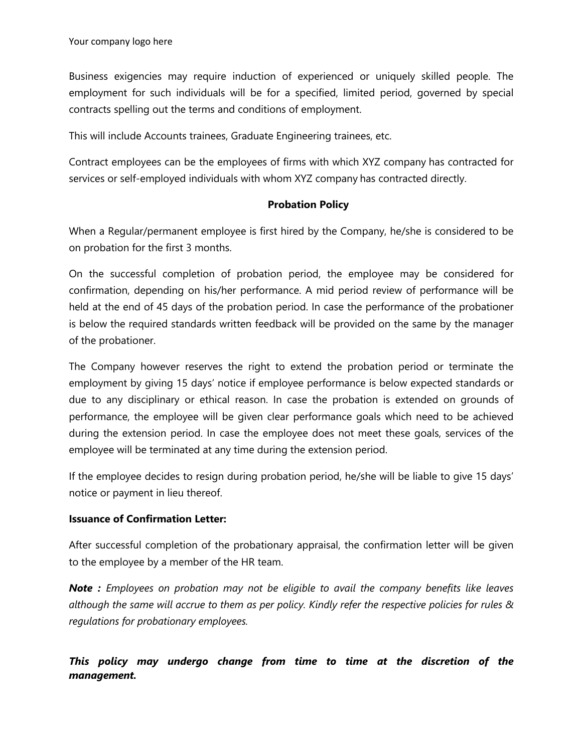Business exigencies may require induction of experienced or uniquely skilled people. The employment for such individuals will be for a specified, limited period, governed by special contracts spelling out the terms and conditions of employment.

This will include Accounts trainees, Graduate Engineering trainees, etc.

Contract employees can be the employees of firms with which XYZ company has contracted for services or self-employed individuals with whom XYZ company has contracted directly.

## Probation Policy

When a Regular/permanent employee is first hired by the Company, he/she is considered to be on probation for the first 3 months.

On the successful completion of probation period, the employee may be considered for confirmation, depending on his/her performance. A mid period review of performance will be held at the end of 45 days of the probation period. In case the performance of the probationer is below the required standards written feedback will be provided on the same by the manager of the probationer.

The Company however reserves the right to extend the probation period or terminate the employment by giving 15 days' notice if employee performance is below expected standards or due to any disciplinary or ethical reason. In case the probation is extended on grounds of performance, the employee will be given clear performance goals which need to be achieved during the extension period. In case the employee does not meet these goals, services of the employee will be terminated at any time during the extension period.

If the employee decides to resign during probation period, he/she will be liable to give 15 days' notice or payment in lieu thereof.

**Issuance of Confirmation Letter:**

After successful completion of the probationary appraisal, the confirmation letter will be given to the employee by a member of the HR team.

***Note :*** *Employees on probation may not be eligible to avail the company benefits like leaves although the same will accrue to them as per policy. Kindly refer the respective policies for rules & regulations for probationary employees.*

***This policy may undergo change from time to time at the discretion of the management.***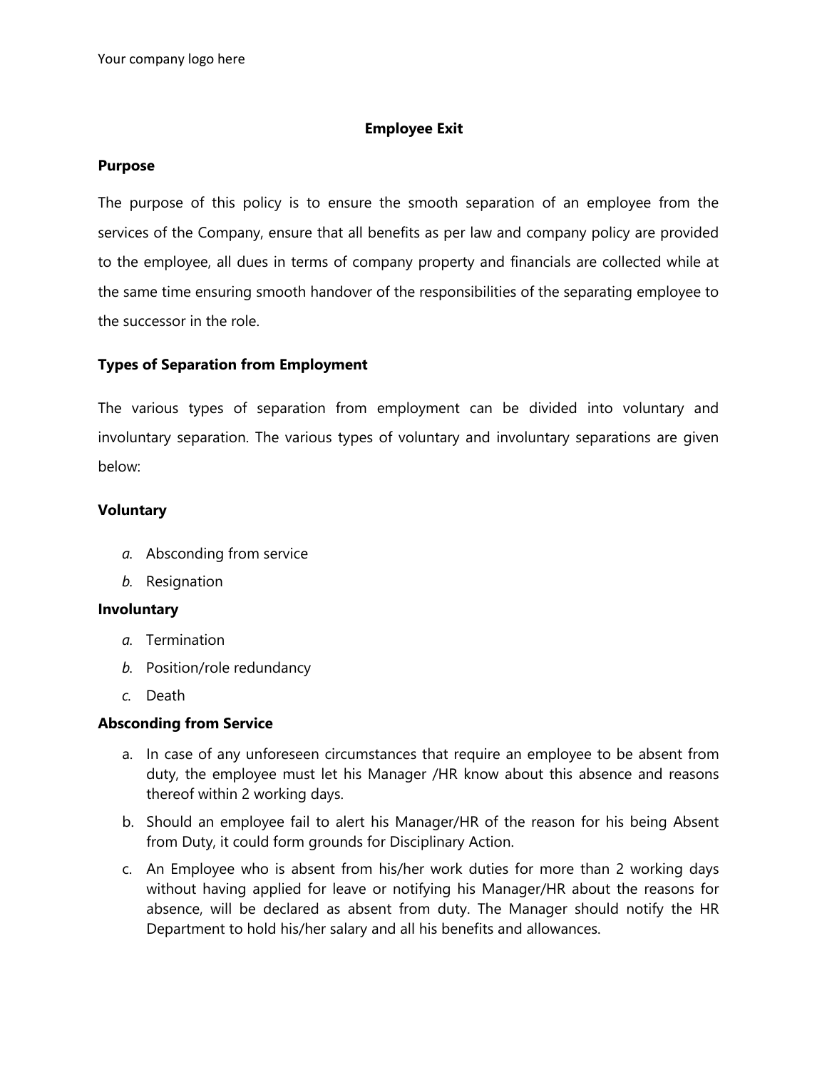Your company logo here

# Employee Exit

## Purpose

The purpose of this policy is to ensure the smooth separation of an employee from the services of the Company, ensure that all benefits as per law and company policy are provided to the employee, all dues in terms of company property and financials are collected while at the same time ensuring smooth handover of the responsibilities of the separating employee to the successor in the role.

## Types of Separation from Employment

The various types of separation from employment can be divided into voluntary and involuntary separation. The various types of voluntary and involuntary separations are given below:

### Voluntary

*a.* Absconding from service

*b.* Resignation

### Involuntary

*a.* Termination

*b.* Position/role redundancy

*c.* Death

### Absconding from Service

a. In case of any unforeseen circumstances that require an employee to be absent from duty, the employee must let his Manager /HR know about this absence and reasons thereof within 2 working days.

b. Should an employee fail to alert his Manager/HR of the reason for his being Absent from Duty, it could form grounds for Disciplinary Action.

c. An Employee who is absent from his/her work duties for more than 2 working days without having applied for leave or notifying his Manager/HR about the reasons for absence, will be declared as absent from duty. The Manager should notify the HR Department to hold his/her salary and all his benefits and allowances.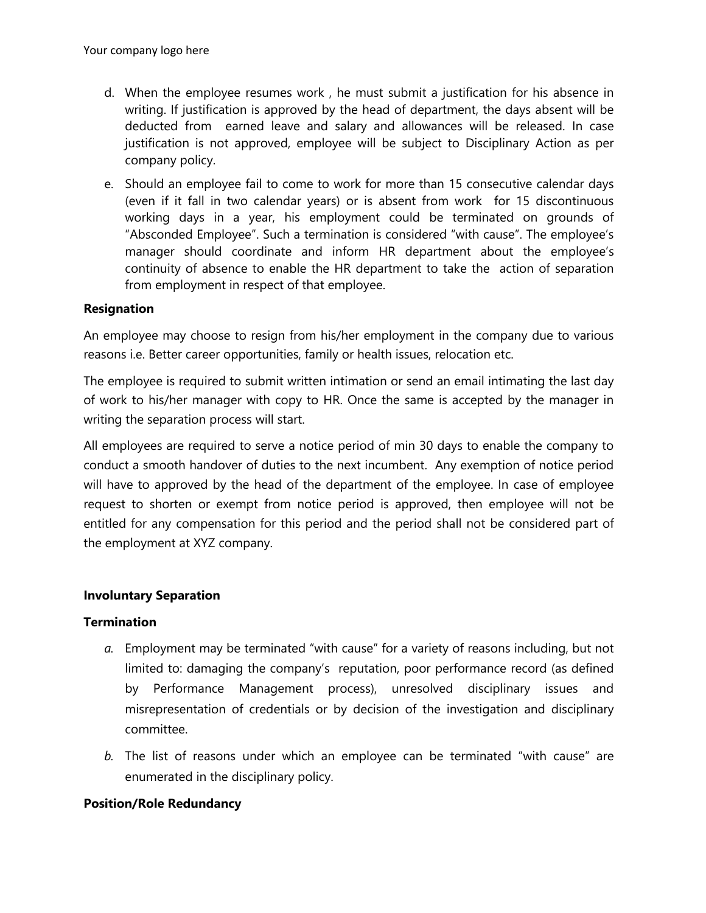d. When the employee resumes work , he must submit a justification for his absence in writing. If justification is approved by the head of department, the days absent will be deducted from earned leave and salary and allowances will be released. In case justification is not approved, employee will be subject to Disciplinary Action as per company policy.

e. Should an employee fail to come to work for more than 15 consecutive calendar days (even if it fall in two calendar years) or is absent from work for 15 discontinuous working days in a year, his employment could be terminated on grounds of "Absconded Employee". Such a termination is considered "with cause". The employee's manager should coordinate and inform HR department about the employee's continuity of absence to enable the HR department to take the action of separation from employment in respect of that employee.

**Resignation**

An employee may choose to resign from his/her employment in the company due to various reasons i.e. Better career opportunities, family or health issues, relocation etc.

The employee is required to submit written intimation or send an email intimating the last day of work to his/her manager with copy to HR. Once the same is accepted by the manager in writing the separation process will start.

All employees are required to serve a notice period of min 30 days to enable the company to conduct a smooth handover of duties to the next incumbent. Any exemption of notice period will have to approved by the head of the department of the employee. In case of employee request to shorten or exempt from notice period is approved, then employee will not be entitled for any compensation for this period and the period shall not be considered part of the employment at XYZ company.

**Involuntary Separation**

**Termination**

*a.* Employment may be terminated "with cause" for a variety of reasons including, but not limited to: damaging the company's reputation, poor performance record (as defined by Performance Management process), unresolved disciplinary issues and misrepresentation of credentials or by decision of the investigation and disciplinary committee.

*b.* The list of reasons under which an employee can be terminated "with cause" are enumerated in the disciplinary policy.

**Position/Role Redundancy**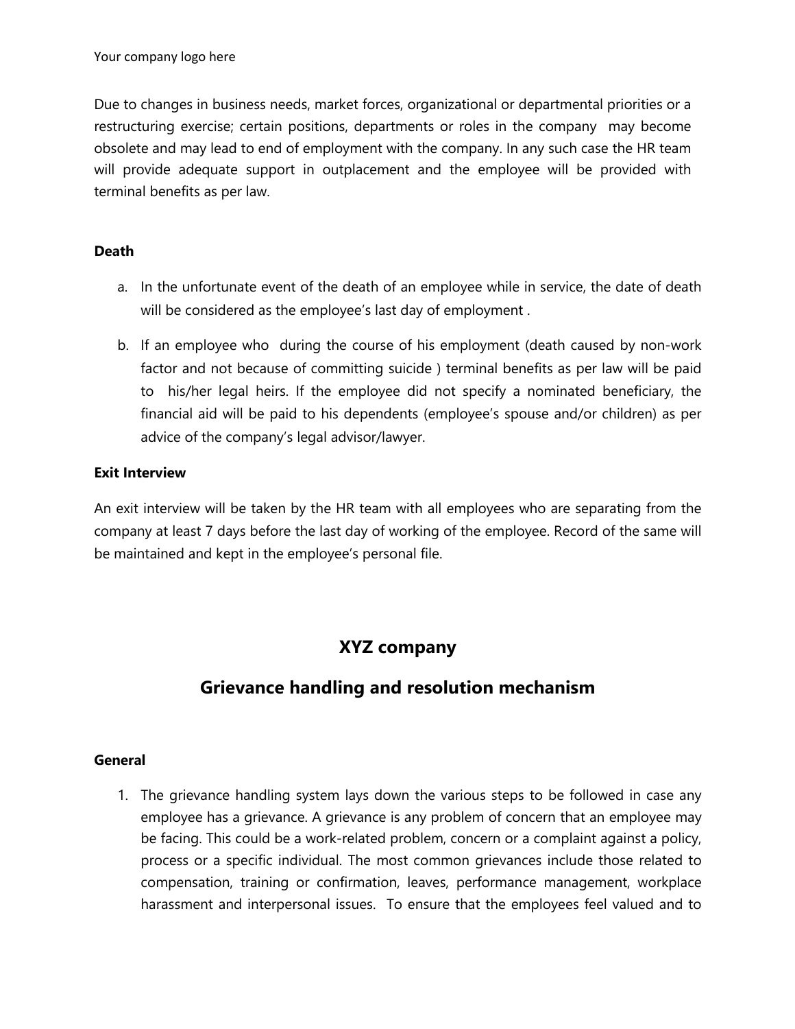Due to changes in business needs, market forces, organizational or departmental priorities or a restructuring exercise; certain positions, departments or roles in the company may become obsolete and may lead to end of employment with the company. In any such case the HR team will provide adequate support in outplacement and the employee will be provided with terminal benefits as per law.

**Death**

a. In the unfortunate event of the death of an employee while in service, the date of death will be considered as the employee's last day of employment .

b. If an employee who during the course of his employment (death caused by non-work factor and not because of committing suicide ) terminal benefits as per law will be paid to his/her legal heirs. If the employee did not specify a nominated beneficiary, the financial aid will be paid to his dependents (employee's spouse and/or children) as per advice of the company's legal advisor/lawyer.

**Exit Interview**

An exit interview will be taken by the HR team with all employees who are separating from the company at least 7 days before the last day of working of the employee. Record of the same will be maintained and kept in the employee's personal file.

## XYZ company

## Grievance handling and resolution mechanism

**General**

1. The grievance handling system lays down the various steps to be followed in case any employee has a grievance. A grievance is any problem of concern that an employee may be facing. This could be a work-related problem, concern or a complaint against a policy, process or a specific individual. The most common grievances include those related to compensation, training or confirmation, leaves, performance management, workplace harassment and interpersonal issues. To ensure that the employees feel valued and to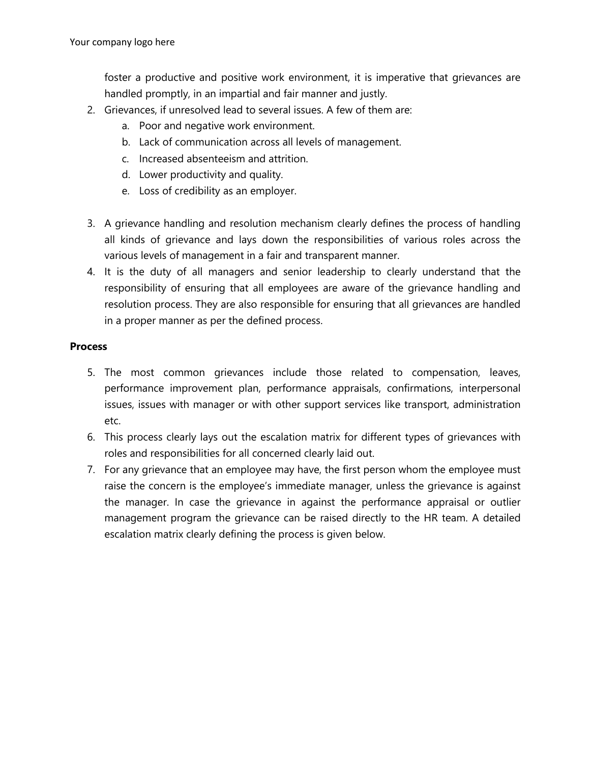foster a productive and positive work environment, it is imperative that grievances are handled promptly, in an impartial and fair manner and justly.

2. Grievances, if unresolved lead to several issues. A few of them are:
    a. Poor and negative work environment.
    b. Lack of communication across all levels of management.
    c. Increased absenteeism and attrition.
    d. Lower productivity and quality.
    e. Loss of credibility as an employer.

3. A grievance handling and resolution mechanism clearly defines the process of handling all kinds of grievance and lays down the responsibilities of various roles across the various levels of management in a fair and transparent manner.
4. It is the duty of all managers and senior leadership to clearly understand that the responsibility of ensuring that all employees are aware of the grievance handling and resolution process. They are also responsible for ensuring that all grievances are handled in a proper manner as per the defined process.

**Process**

5. The most common grievances include those related to compensation, leaves, performance improvement plan, performance appraisals, confirmations, interpersonal issues, issues with manager or with other support services like transport, administration etc.
6. This process clearly lays out the escalation matrix for different types of grievances with roles and responsibilities for all concerned clearly laid out.
7. For any grievance that an employee may have, the first person whom the employee must raise the concern is the employee's immediate manager, unless the grievance is against the manager. In case the grievance in against the performance appraisal or outlier management program the grievance can be raised directly to the HR team. A detailed escalation matrix clearly defining the process is given below.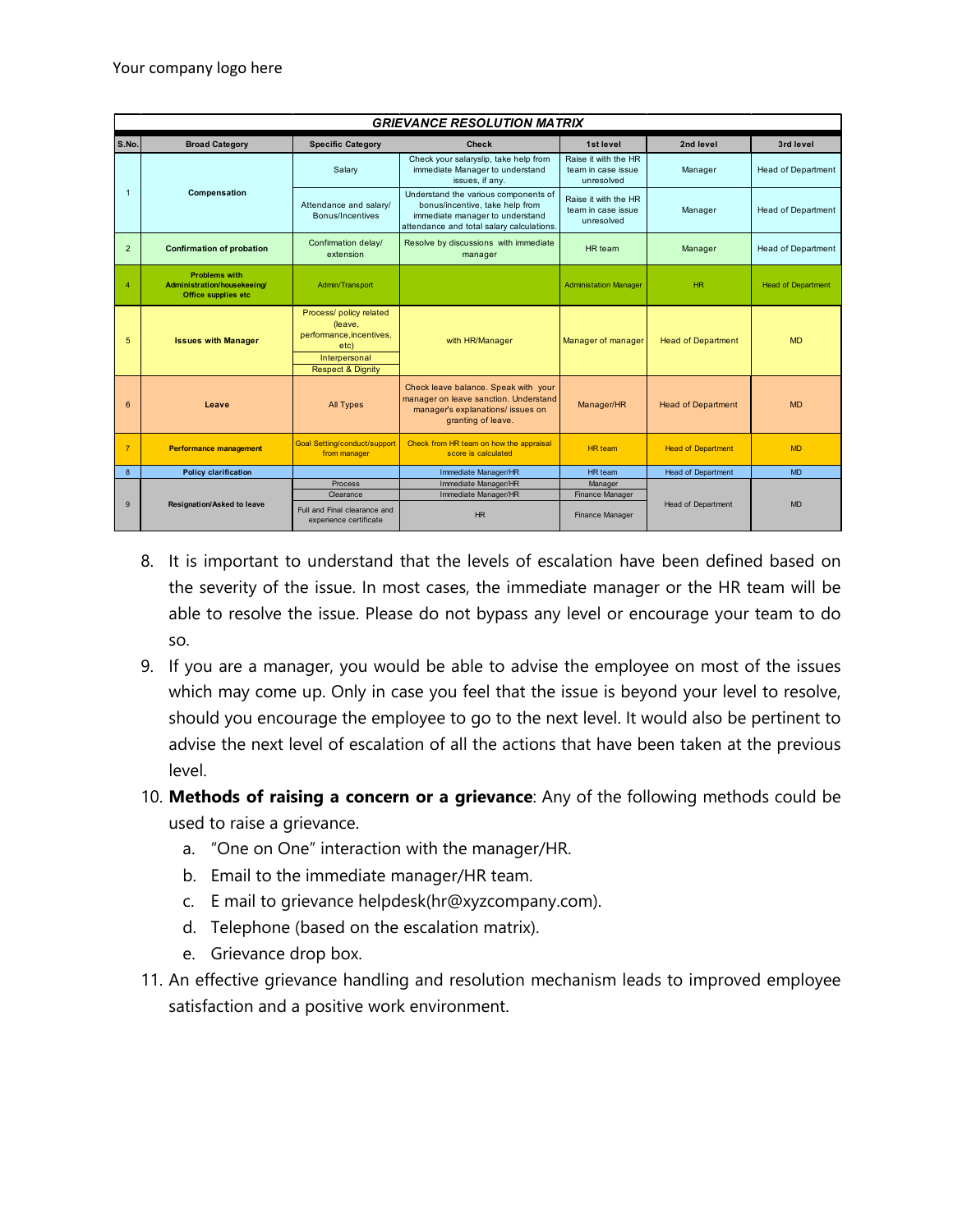Your company logo here

| GRIEVANCE RESOLUTION MATRIX | | | | | | |
|---|---|---|---|---|---|---|
| S.No. | Broad Category | Specific Category | Check | 1st level | 2nd level | 3rd level |
| 1 | Compensation | Salary | Check your salaryslip, take help from immediate Manager to understand issues, if any. | Raise it with the HR team in case issue unresolved | Manager | Head of Department |
| | | Attendance and salary/ Bonus/Incentives | Understand the various components of bonus/incentive, take help from immediate manager to understand attendance and total salary calculations. | Raise it with the HR team in case issue unresolved | Manager | Head of Department |
| 2 | Confirmation of probation | Confirmation delay/ extension | Resolve by discussions with immediate manager | HR team | Manager | Head of Department |
| 4 | Problems with Administration/housekeeing/ Office supplies etc | Admin/Transport | | Administation Manager | HR | Head of Department |
| 5 | Issues with Manager | Process/ policy related (leave, performance,incentives, etc) | with HR/Manager | Manager of manager | Head of Department | MD |
| | | Interpersonal | | | | |
| | | Respect & Dignity | | | | |
| 6 | Leave | All Types | Check leave balance. Speak with your manager on leave sanction. Understand manager's explanations/ issues on granting of leave. | Manager/HR | Head of Department | MD |
| 7 | Performance management | Goal Setting/conduct/support from manager | Check from HR team on how the appraisal score is calculated | HR team | Head of Department | MD |
| 8 | Policy clarification | | Immediate Manager/HR | HR team | Head of Department | MD |
| 9 | Resignation/Asked to leave | Process | Immediate Manager/HR | Manager | Head of Department | MD |
| | | Clearance | Immediate Manager/HR | Finance Manager | | |
| | | Full and Final clearance and experience certificate | HR | Finance Manager | | |

8. It is important to understand that the levels of escalation have been defined based on the severity of the issue. In most cases, the immediate manager or the HR team will be able to resolve the issue. Please do not bypass any level or encourage your team to do so.
9. If you are a manager, you would be able to advise the employee on most of the issues which may come up. Only in case you feel that the issue is beyond your level to resolve, should you encourage the employee to go to the next level. It would also be pertinent to advise the next level of escalation of all the actions that have been taken at the previous level.
10. **Methods of raising a concern or a grievance**: Any of the following methods could be used to raise a grievance.
    a. "One on One" interaction with the manager/HR.
    b. Email to the immediate manager/HR team.
    c. E mail to grievance helpdesk(hr@xyzcompany.com).
    d. Telephone (based on the escalation matrix).
    e. Grievance drop box.
11. An effective grievance handling and resolution mechanism leads to improved employee satisfaction and a positive work environment.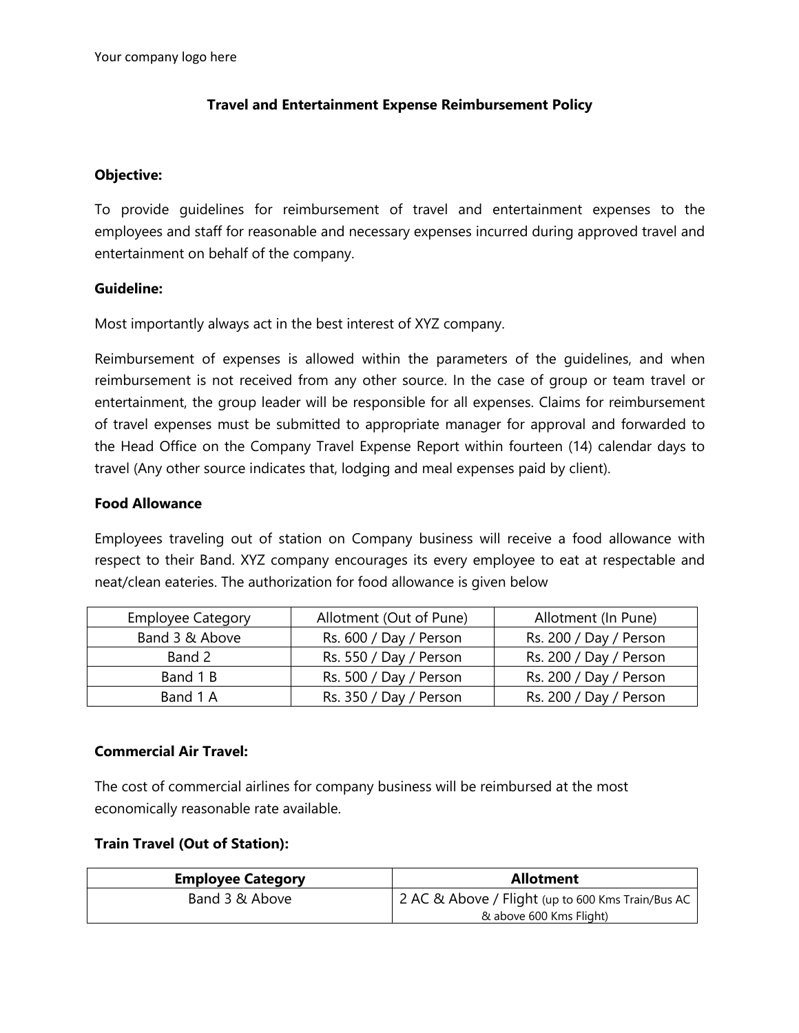Your company logo here

## Travel and Entertainment Expense Reimbursement Policy

**Objective:**

To provide guidelines for reimbursement of travel and entertainment expenses to the employees and staff for reasonable and necessary expenses incurred during approved travel and entertainment on behalf of the company.

**Guideline:**

Most importantly always act in the best interest of XYZ company.

Reimbursement of expenses is allowed within the parameters of the guidelines, and when reimbursement is not received from any other source. In the case of group or team travel or entertainment, the group leader will be responsible for all expenses. Claims for reimbursement of travel expenses must be submitted to appropriate manager for approval and forwarded to the Head Office on the Company Travel Expense Report within fourteen (14) calendar days to travel (Any other source indicates that, lodging and meal expenses paid by client).

**Food Allowance**

Employees traveling out of station on Company business will receive a food allowance with respect to their Band. XYZ company encourages its every employee to eat at respectable and neat/clean eateries. The authorization for food allowance is given below

| Employee Category | Allotment (Out of Pune) | Allotment (In Pune) |
|---|---|---|
| Band 3 & Above | Rs. 600 / Day / Person | Rs. 200 / Day / Person |
| Band 2 | Rs. 550 / Day / Person | Rs. 200 / Day / Person |
| Band 1 B | Rs. 500 / Day / Person | Rs. 200 / Day / Person |
| Band 1 A | Rs. 350 / Day / Person | Rs. 200 / Day / Person |

**Commercial Air Travel:**

The cost of commercial airlines for company business will be reimbursed at the most economically reasonable rate available.

**Train Travel (Out of Station):**

| Employee Category | Allotment |
|---|---|
| Band 3 & Above | 2 AC & Above / Flight (up to 600 Kms Train/Bus AC & above 600 Kms Flight) |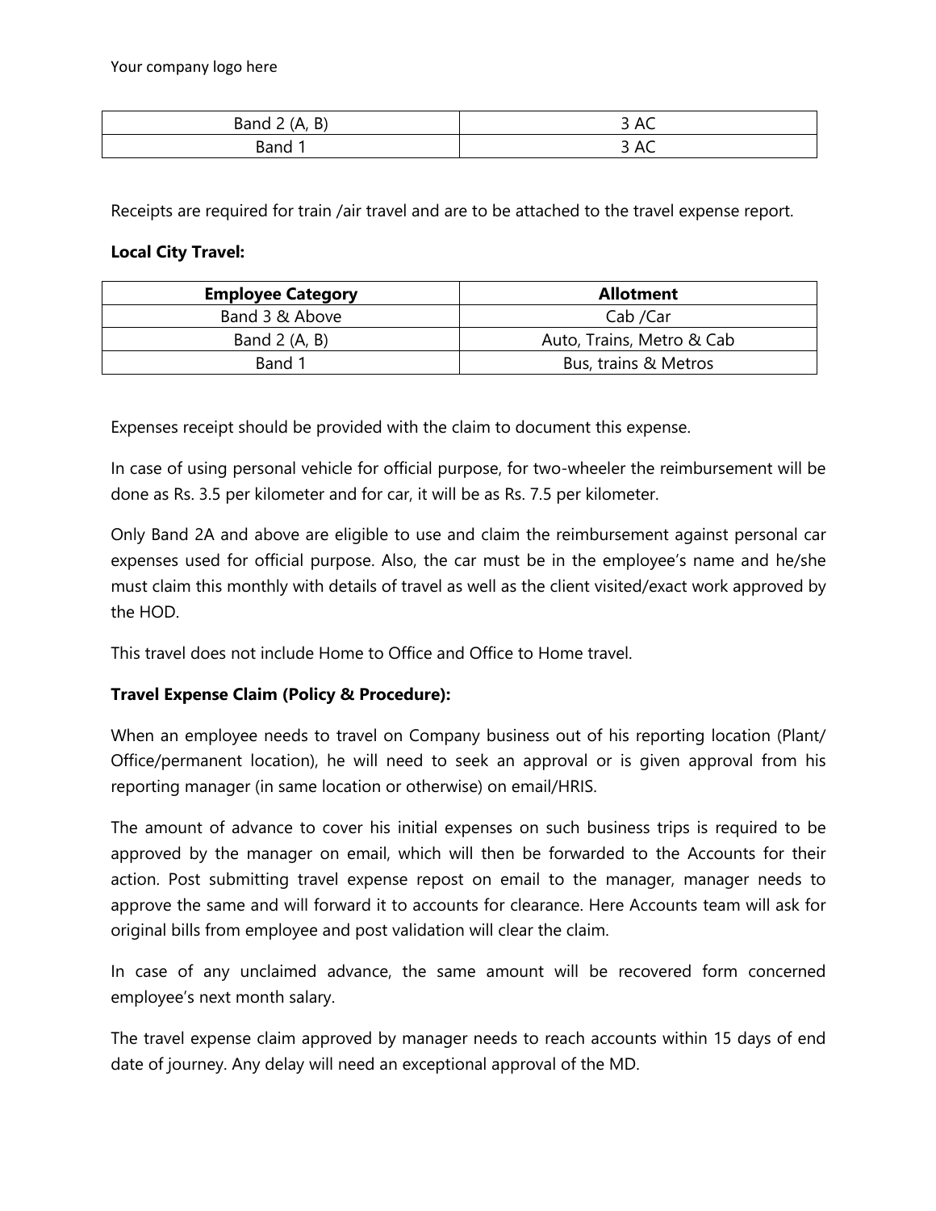| Band 2 (A, B) | 3 AC |
| --- | --- |
| Band 1 | 3 AC |

Receipts are required for train /air travel and are to be attached to the travel expense report.

**Local City Travel:**

| Employee Category | Allotment |
| --- | --- |
| Band 3 & Above | Cab /Car |
| Band 2 (A, B) | Auto, Trains, Metro & Cab |
| Band 1 | Bus, trains & Metros |

Expenses receipt should be provided with the claim to document this expense.

In case of using personal vehicle for official purpose, for two-wheeler the reimbursement will be done as Rs. 3.5 per kilometer and for car, it will be as Rs. 7.5 per kilometer.

Only Band 2A and above are eligible to use and claim the reimbursement against personal car expenses used for official purpose. Also, the car must be in the employee's name and he/she must claim this monthly with details of travel as well as the client visited/exact work approved by the HOD.

This travel does not include Home to Office and Office to Home travel.

**Travel Expense Claim (Policy & Procedure):**

When an employee needs to travel on Company business out of his reporting location (Plant/ Office/permanent location), he will need to seek an approval or is given approval from his reporting manager (in same location or otherwise) on email/HRIS.

The amount of advance to cover his initial expenses on such business trips is required to be approved by the manager on email, which will then be forwarded to the Accounts for their action. Post submitting travel expense repost on email to the manager, manager needs to approve the same and will forward it to accounts for clearance. Here Accounts team will ask for original bills from employee and post validation will clear the claim.

In case of any unclaimed advance, the same amount will be recovered form concerned employee's next month salary.

The travel expense claim approved by manager needs to reach accounts within 15 days of end date of journey. Any delay will need an exceptional approval of the MD.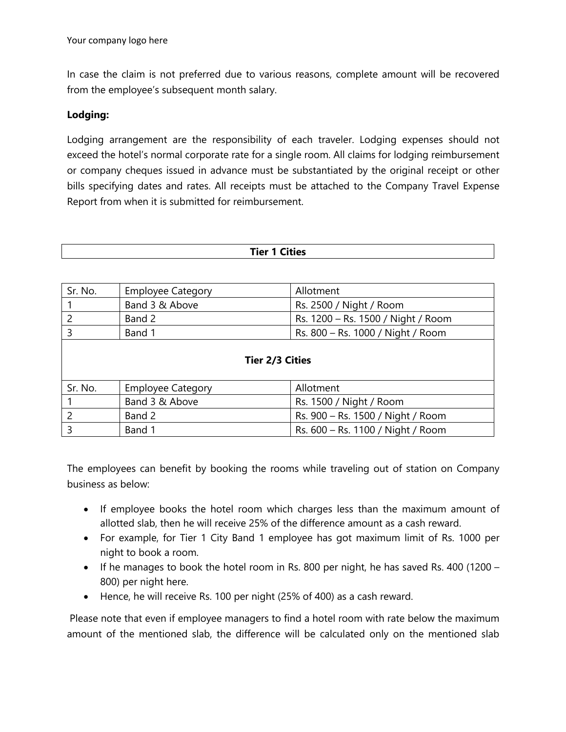In case the claim is not preferred due to various reasons, complete amount will be recovered from the employee's subsequent month salary.

**Lodging:**

Lodging arrangement are the responsibility of each traveler. Lodging expenses should not exceed the hotel's normal corporate rate for a single room. All claims for lodging reimbursement or company cheques issued in advance must be substantiated by the original receipt or other bills specifying dates and rates. All receipts must be attached to the Company Travel Expense Report from when it is submitted for reimbursement.

**Tier 1 Cities**

| Sr. No. | Employee Category | Allotment |
|---|---|---|
| 1 | Band 3 & Above | Rs. 2500 / Night / Room |
| 2 | Band 2 | Rs. 1200 – Rs. 1500 / Night / Room |
| 3 | Band 1 | Rs. 800 – Rs. 1000 / Night / Room |

**Tier 2/3 Cities**

| Sr. No. | Employee Category | Allotment |
|---|---|---|
| 1 | Band 3 & Above | Rs. 1500 / Night / Room |
| 2 | Band 2 | Rs. 900 – Rs. 1500 / Night / Room |
| 3 | Band 1 | Rs. 600 – Rs. 1100 / Night / Room |

The employees can benefit by booking the rooms while traveling out of station on Company business as below:

- If employee books the hotel room which charges less than the maximum amount of allotted slab, then he will receive 25% of the difference amount as a cash reward.
- For example, for Tier 1 City Band 1 employee has got maximum limit of Rs. 1000 per night to book a room.
- If he manages to book the hotel room in Rs. 800 per night, he has saved Rs. 400 (1200 – 800) per night here.
- Hence, he will receive Rs. 100 per night (25% of 400) as a cash reward.

Please note that even if employee managers to find a hotel room with rate below the maximum amount of the mentioned slab, the difference will be calculated only on the mentioned slab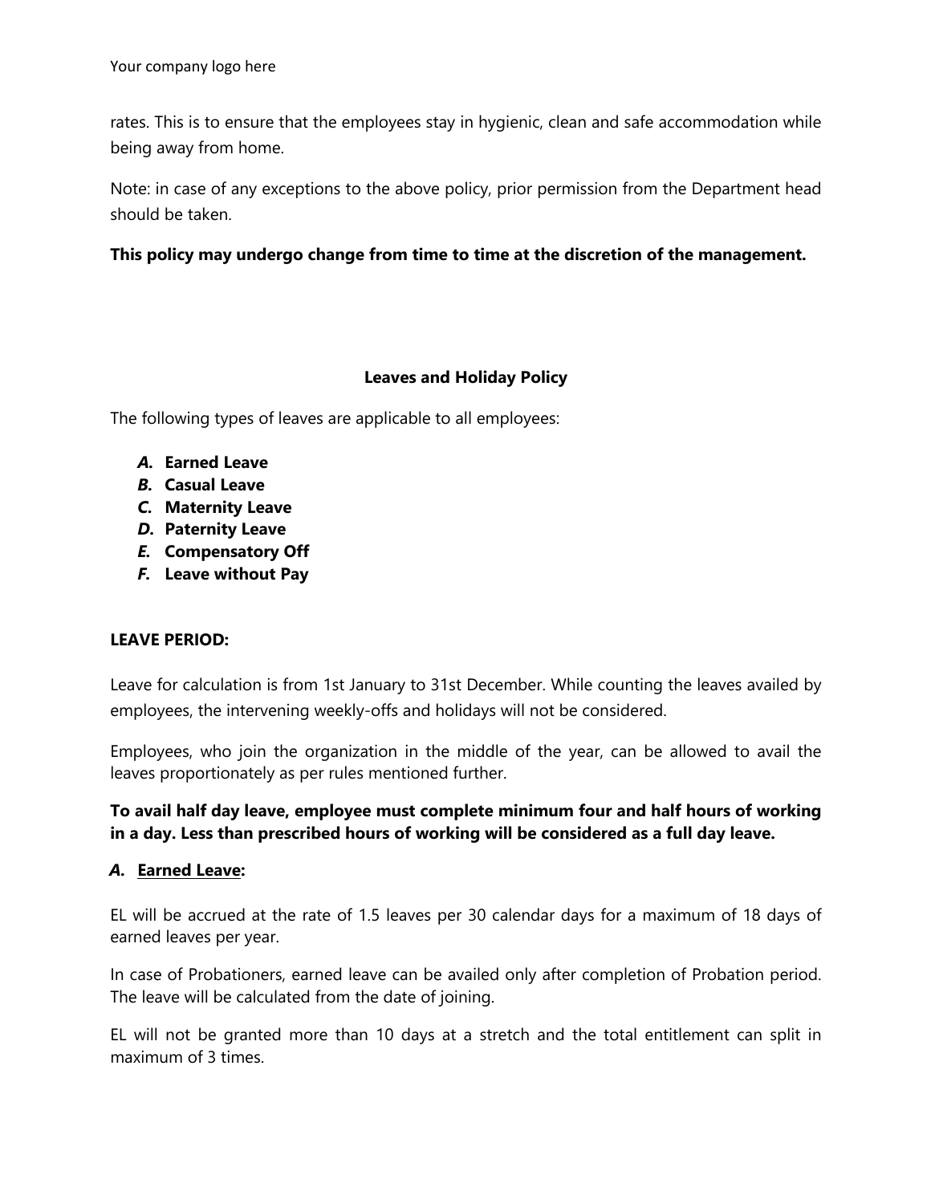rates. This is to ensure that the employees stay in hygienic, clean and safe accommodation while being away from home.

Note: in case of any exceptions to the above policy, prior permission from the Department head should be taken.

**This policy may undergo change from time to time at the discretion of the management.**

## Leaves and Holiday Policy

The following types of leaves are applicable to all employees:

- ***A.*** **Earned Leave**
- ***B.*** **Casual Leave**
- ***C.*** **Maternity Leave**
- ***D.*** **Paternity Leave**
- ***E.*** **Compensatory Off**
- ***F.*** **Leave without Pay**

**LEAVE PERIOD:**

Leave for calculation is from 1st January to 31st December. While counting the leaves availed by employees, the intervening weekly-offs and holidays will not be considered.

Employees, who join the organization in the middle of the year, can be allowed to avail the leaves proportionately as per rules mentioned further.

**To avail half day leave, employee must complete minimum four and half hours of working in a day. Less than prescribed hours of working will be considered as a full day leave.**

### ***A.*** **<u>Earned Leave</u>:**

EL will be accrued at the rate of 1.5 leaves per 30 calendar days for a maximum of 18 days of earned leaves per year.

In case of Probationers, earned leave can be availed only after completion of Probation period. The leave will be calculated from the date of joining.

EL will not be granted more than 10 days at a stretch and the total entitlement can split in maximum of 3 times.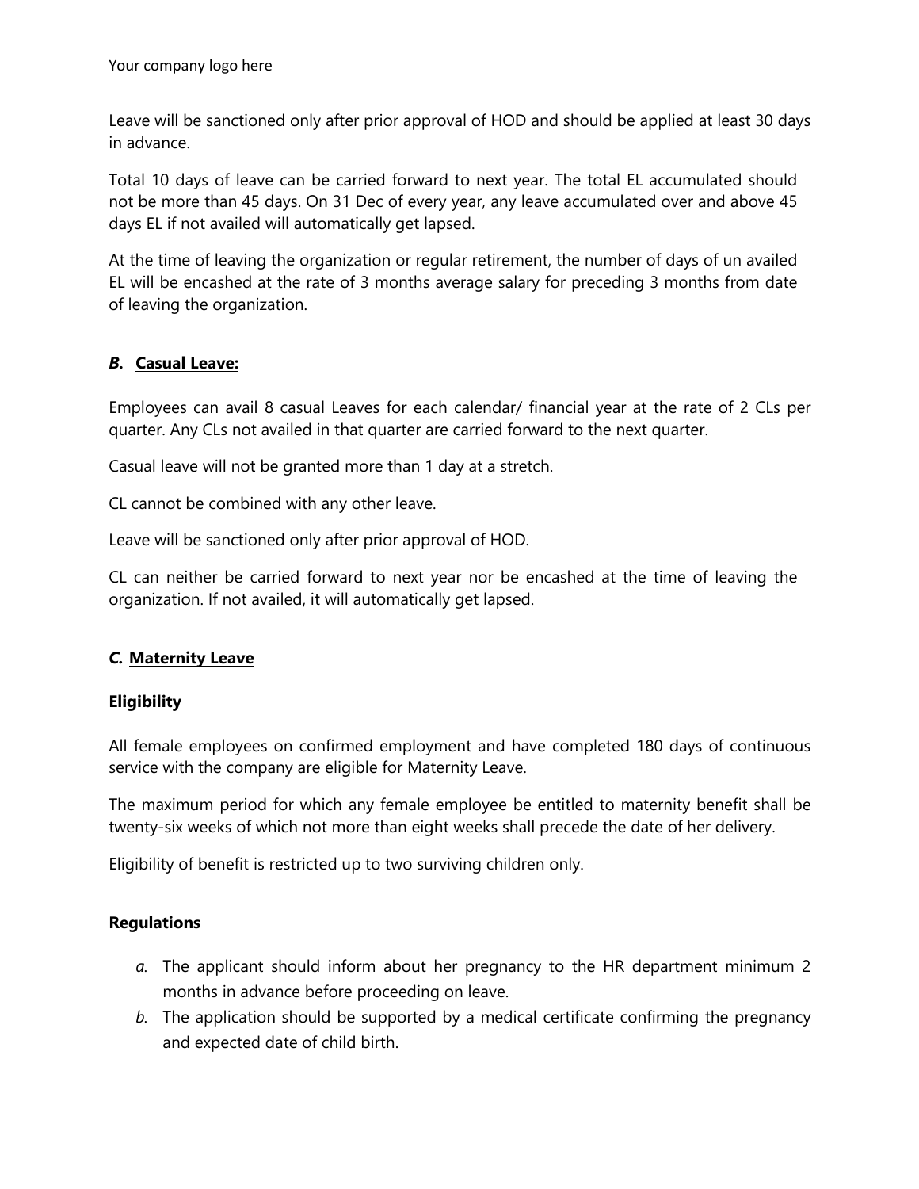Leave will be sanctioned only after prior approval of HOD and should be applied at least 30 days in advance.

Total 10 days of leave can be carried forward to next year. The total EL accumulated should not be more than 45 days. On 31 Dec of every year, any leave accumulated over and above 45 days EL if not availed will automatically get lapsed.

At the time of leaving the organization or regular retirement, the number of days of un availed EL will be encashed at the rate of 3 months average salary for preceding 3 months from date of leaving the organization.

### *B.* <u>Casual Leave:</u>

Employees can avail 8 casual Leaves for each calendar/ financial year at the rate of 2 CLs per quarter. Any CLs not availed in that quarter are carried forward to the next quarter.

Casual leave will not be granted more than 1 day at a stretch.

CL cannot be combined with any other leave.

Leave will be sanctioned only after prior approval of HOD.

CL can neither be carried forward to next year nor be encashed at the time of leaving the organization. If not availed, it will automatically get lapsed.

### *C.* <u>Maternity Leave</u>

#### Eligibility

All female employees on confirmed employment and have completed 180 days of continuous service with the company are eligible for Maternity Leave.

The maximum period for which any female employee be entitled to maternity benefit shall be twenty-six weeks of which not more than eight weeks shall precede the date of her delivery.

Eligibility of benefit is restricted up to two surviving children only.

#### Regulations

*a.* The applicant should inform about her pregnancy to the HR department minimum 2 months in advance before proceeding on leave.

*b.* The application should be supported by a medical certificate confirming the pregnancy and expected date of child birth.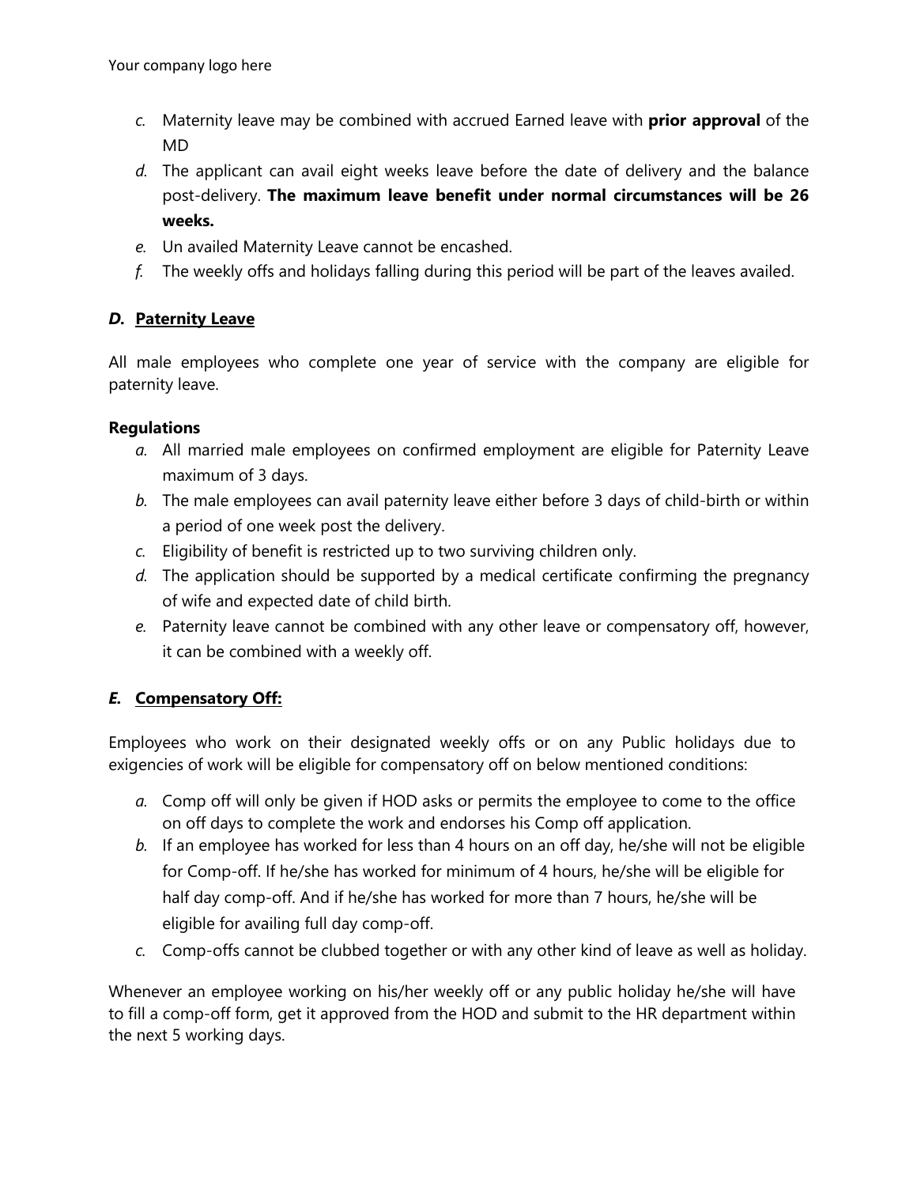*c.* Maternity leave may be combined with accrued Earned leave with **prior approval** of the MD

*d.* The applicant can avail eight weeks leave before the date of delivery and the balance post-delivery. **The maximum leave benefit under normal circumstances will be 26 weeks.**

*e.* Un availed Maternity Leave cannot be encashed.

*f.* The weekly offs and holidays falling during this period will be part of the leaves availed.

### *D.* <u>Paternity Leave</u>

All male employees who complete one year of service with the company are eligible for paternity leave.

**Regulations**

*a.* All married male employees on confirmed employment are eligible for Paternity Leave maximum of 3 days.

*b.* The male employees can avail paternity leave either before 3 days of child-birth or within a period of one week post the delivery.

*c.* Eligibility of benefit is restricted up to two surviving children only.

*d.* The application should be supported by a medical certificate confirming the pregnancy of wife and expected date of child birth.

*e.* Paternity leave cannot be combined with any other leave or compensatory off, however, it can be combined with a weekly off.

### *E.* <u>Compensatory Off:</u>

Employees who work on their designated weekly offs or on any Public holidays due to exigencies of work will be eligible for compensatory off on below mentioned conditions:

*a.* Comp off will only be given if HOD asks or permits the employee to come to the office on off days to complete the work and endorses his Comp off application.

*b.* If an employee has worked for less than 4 hours on an off day, he/she will not be eligible for Comp-off. If he/she has worked for minimum of 4 hours, he/she will be eligible for half day comp-off. And if he/she has worked for more than 7 hours, he/she will be eligible for availing full day comp-off.

*c.* Comp-offs cannot be clubbed together or with any other kind of leave as well as holiday.

Whenever an employee working on his/her weekly off or any public holiday he/she will have to fill a comp-off form, get it approved from the HOD and submit to the HR department within the next 5 working days.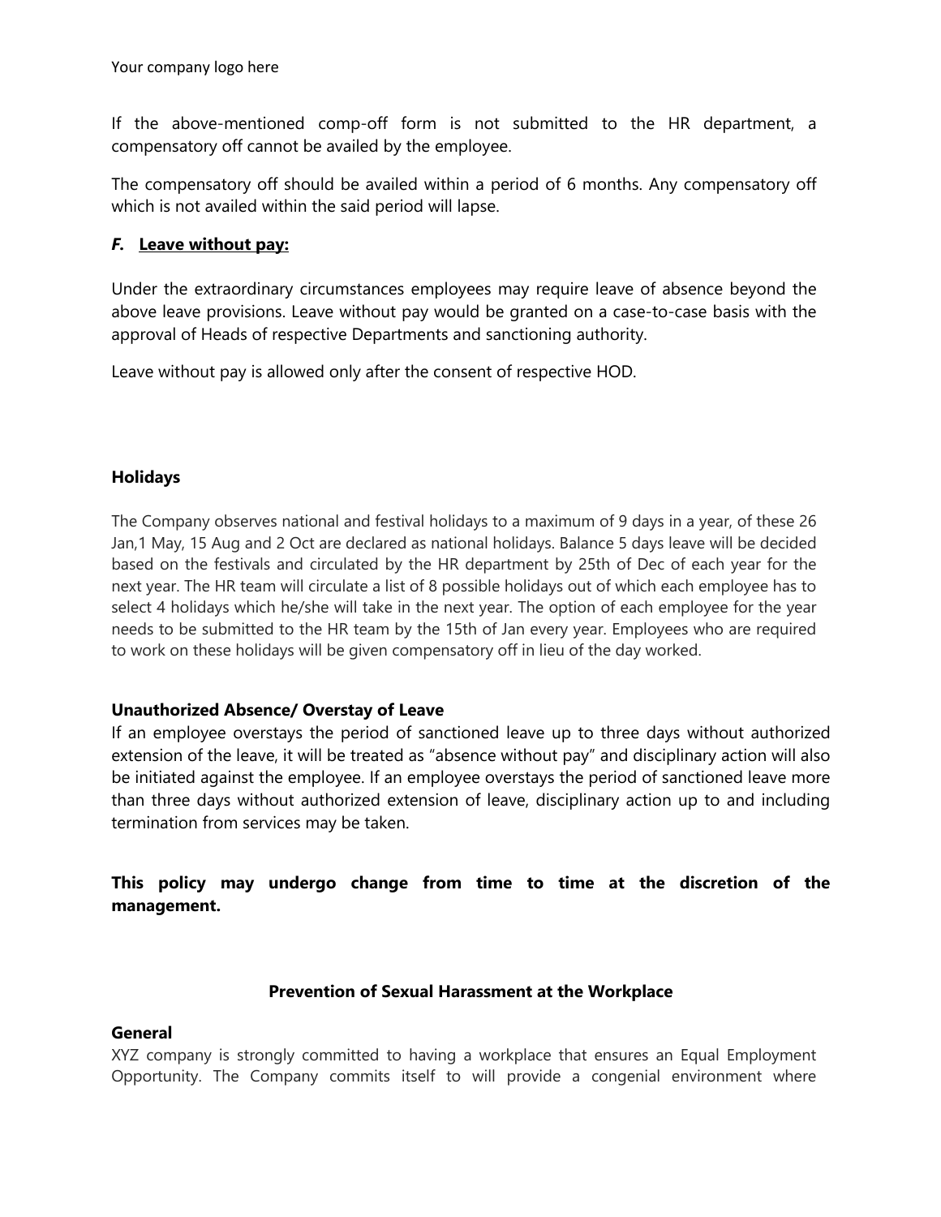If the above-mentioned comp-off form is not submitted to the HR department, a compensatory off cannot be availed by the employee.

The compensatory off should be availed within a period of 6 months. Any compensatory off which is not availed within the said period will lapse.

### *F.* <u>Leave without pay:</u>

Under the extraordinary circumstances employees may require leave of absence beyond the above leave provisions. Leave without pay would be granted on a case-to-case basis with the approval of Heads of respective Departments and sanctioning authority.

Leave without pay is allowed only after the consent of respective HOD.

### Holidays

The Company observes national and festival holidays to a maximum of 9 days in a year, of these 26 Jan,1 May, 15 Aug and 2 Oct are declared as national holidays. Balance 5 days leave will be decided based on the festivals and circulated by the HR department by 25th of Dec of each year for the next year. The HR team will circulate a list of 8 possible holidays out of which each employee has to select 4 holidays which he/she will take in the next year. The option of each employee for the year needs to be submitted to the HR team by the 15th of Jan every year. Employees who are required to work on these holidays will be given compensatory off in lieu of the day worked.

### Unauthorized Absence/ Overstay of Leave

If an employee overstays the period of sanctioned leave up to three days without authorized extension of the leave, it will be treated as "absence without pay" and disciplinary action will also be initiated against the employee. If an employee overstays the period of sanctioned leave more than three days without authorized extension of leave, disciplinary action up to and including termination from services may be taken.

**This policy may undergo change from time to time at the discretion of the management.**

## Prevention of Sexual Harassment at the Workplace

### General

XYZ company is strongly committed to having a workplace that ensures an Equal Employment Opportunity. The Company commits itself to will provide a congenial environment where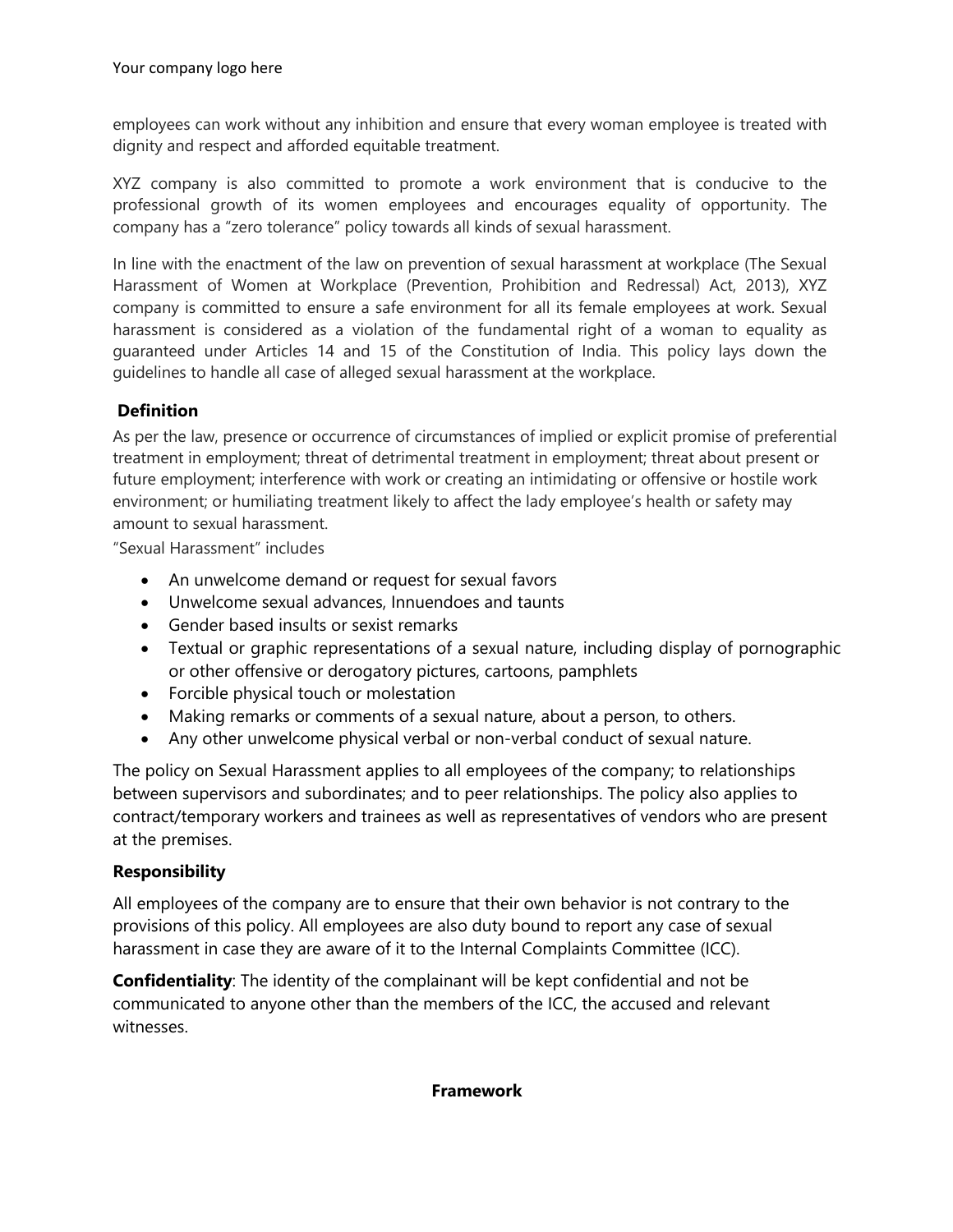employees can work without any inhibition and ensure that every woman employee is treated with dignity and respect and afforded equitable treatment.

XYZ company is also committed to promote a work environment that is conducive to the professional growth of its women employees and encourages equality of opportunity. The company has a "zero tolerance" policy towards all kinds of sexual harassment.

In line with the enactment of the law on prevention of sexual harassment at workplace (The Sexual Harassment of Women at Workplace (Prevention, Prohibition and Redressal) Act, 2013), XYZ company is committed to ensure a safe environment for all its female employees at work. Sexual harassment is considered as a violation of the fundamental right of a woman to equality as guaranteed under Articles 14 and 15 of the Constitution of India. This policy lays down the guidelines to handle all case of alleged sexual harassment at the workplace.

## Definition

As per the law, presence or occurrence of circumstances of implied or explicit promise of preferential treatment in employment; threat of detrimental treatment in employment; threat about present or future employment; interference with work or creating an intimidating or offensive or hostile work environment; or humiliating treatment likely to affect the lady employee's health or safety may amount to sexual harassment.

"Sexual Harassment" includes

- An unwelcome demand or request for sexual favors
- Unwelcome sexual advances, Innuendoes and taunts
- Gender based insults or sexist remarks
- Textual or graphic representations of a sexual nature, including display of pornographic or other offensive or derogatory pictures, cartoons, pamphlets
- Forcible physical touch or molestation
- Making remarks or comments of a sexual nature, about a person, to others.
- Any other unwelcome physical verbal or non-verbal conduct of sexual nature.

The policy on Sexual Harassment applies to all employees of the company; to relationships between supervisors and subordinates; and to peer relationships. The policy also applies to contract/temporary workers and trainees as well as representatives of vendors who are present at the premises.

## Responsibility

All employees of the company are to ensure that their own behavior is not contrary to the provisions of this policy. All employees are also duty bound to report any case of sexual harassment in case they are aware of it to the Internal Complaints Committee (ICC).

**Confidentiality**: The identity of the complainant will be kept confidential and not be communicated to anyone other than the members of the ICC, the accused and relevant witnesses.

## Framework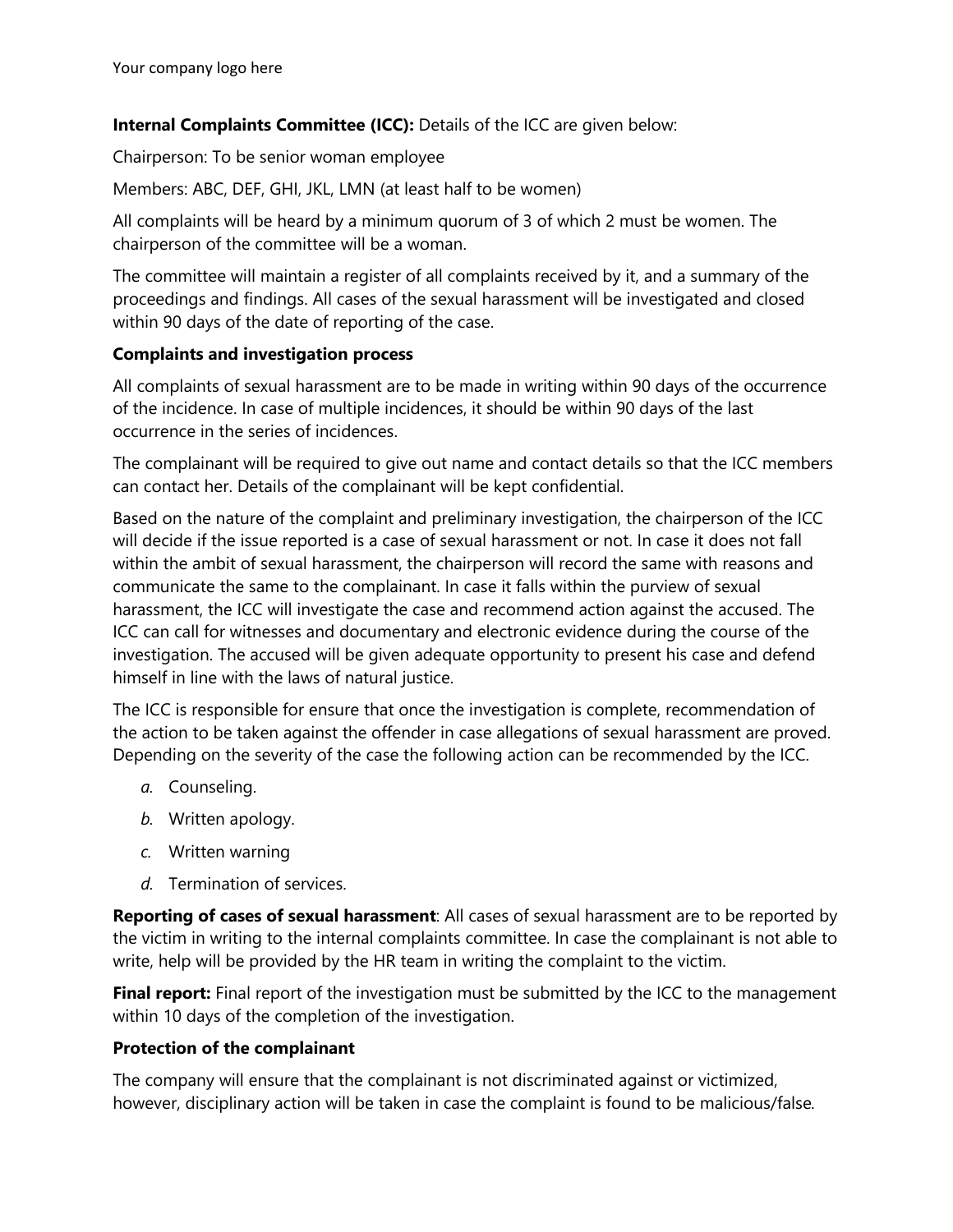**Internal Complaints Committee (ICC):** Details of the ICC are given below:

Chairperson: To be senior woman employee

Members: ABC, DEF, GHI, JKL, LMN (at least half to be women)

All complaints will be heard by a minimum quorum of 3 of which 2 must be women. The chairperson of the committee will be a woman.

The committee will maintain a register of all complaints received by it, and a summary of the proceedings and findings. All cases of the sexual harassment will be investigated and closed within 90 days of the date of reporting of the case.

**Complaints and investigation process**

All complaints of sexual harassment are to be made in writing within 90 days of the occurrence of the incidence. In case of multiple incidences, it should be within 90 days of the last occurrence in the series of incidences.

The complainant will be required to give out name and contact details so that the ICC members can contact her. Details of the complainant will be kept confidential.

Based on the nature of the complaint and preliminary investigation, the chairperson of the ICC will decide if the issue reported is a case of sexual harassment or not. In case it does not fall within the ambit of sexual harassment, the chairperson will record the same with reasons and communicate the same to the complainant. In case it falls within the purview of sexual harassment, the ICC will investigate the case and recommend action against the accused. The ICC can call for witnesses and documentary and electronic evidence during the course of the investigation. The accused will be given adequate opportunity to present his case and defend himself in line with the laws of natural justice.

The ICC is responsible for ensure that once the investigation is complete, recommendation of the action to be taken against the offender in case allegations of sexual harassment are proved. Depending on the severity of the case the following action can be recommended by the ICC.

*a.* Counseling.

*b.* Written apology.

*c.* Written warning

*d.* Termination of services.

**Reporting of cases of sexual harassment**: All cases of sexual harassment are to be reported by the victim in writing to the internal complaints committee. In case the complainant is not able to write, help will be provided by the HR team in writing the complaint to the victim.

**Final report:** Final report of the investigation must be submitted by the ICC to the management within 10 days of the completion of the investigation.

**Protection of the complainant**

The company will ensure that the complainant is not discriminated against or victimized, however, disciplinary action will be taken in case the complaint is found to be malicious/false.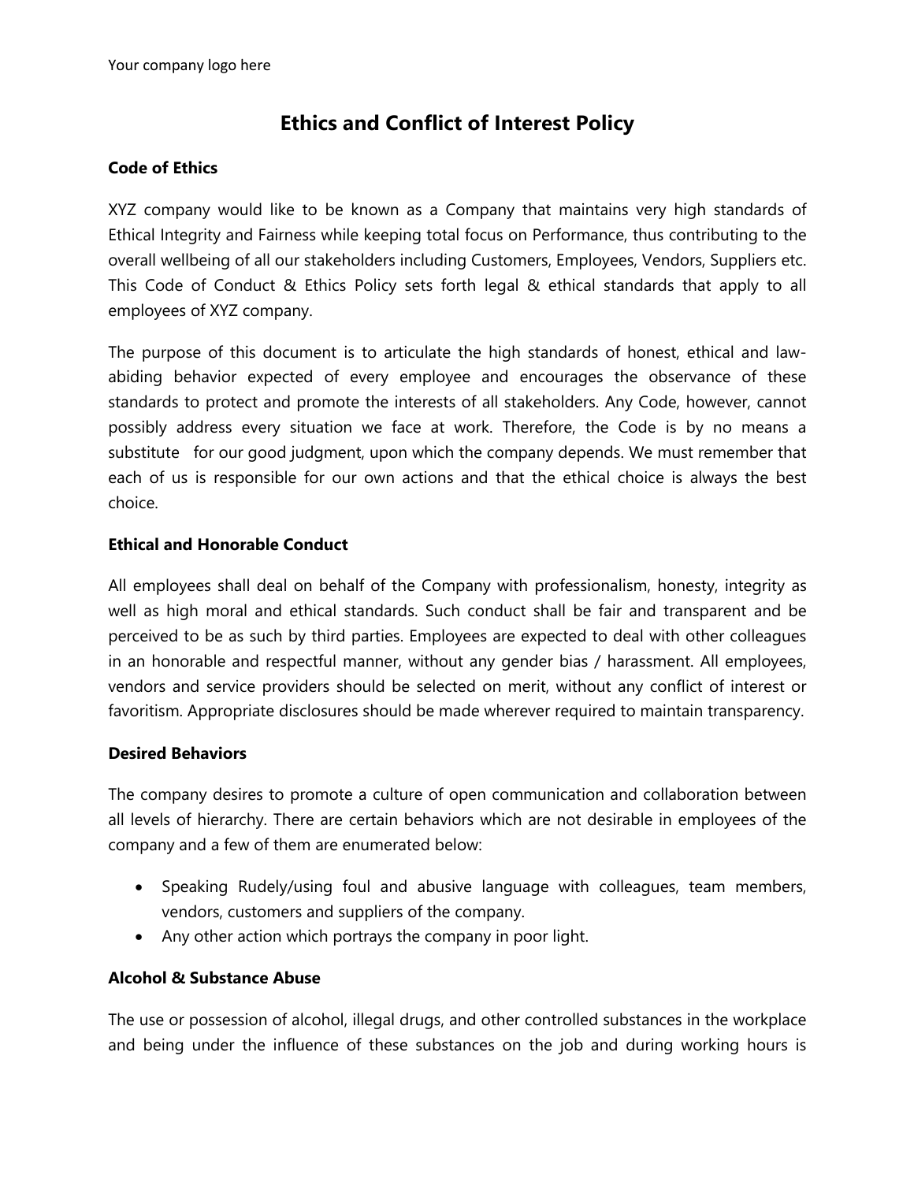Your company logo here

# Ethics and Conflict of Interest Policy

**Code of Ethics**

XYZ company would like to be known as a Company that maintains very high standards of Ethical Integrity and Fairness while keeping total focus on Performance, thus contributing to the overall wellbeing of all our stakeholders including Customers, Employees, Vendors, Suppliers etc. This Code of Conduct & Ethics Policy sets forth legal & ethical standards that apply to all employees of XYZ company.

The purpose of this document is to articulate the high standards of honest, ethical and law-abiding behavior expected of every employee and encourages the observance of these standards to protect and promote the interests of all stakeholders. Any Code, however, cannot possibly address every situation we face at work. Therefore, the Code is by no means a substitute for our good judgment, upon which the company depends. We must remember that each of us is responsible for our own actions and that the ethical choice is always the best choice.

**Ethical and Honorable Conduct**

All employees shall deal on behalf of the Company with professionalism, honesty, integrity as well as high moral and ethical standards. Such conduct shall be fair and transparent and be perceived to be as such by third parties. Employees are expected to deal with other colleagues in an honorable and respectful manner, without any gender bias / harassment. All employees, vendors and service providers should be selected on merit, without any conflict of interest or favoritism. Appropriate disclosures should be made wherever required to maintain transparency.

**Desired Behaviors**

The company desires to promote a culture of open communication and collaboration between all levels of hierarchy. There are certain behaviors which are not desirable in employees of the company and a few of them are enumerated below:

- Speaking Rudely/using foul and abusive language with colleagues, team members, vendors, customers and suppliers of the company.
- Any other action which portrays the company in poor light.

**Alcohol & Substance Abuse**

The use or possession of alcohol, illegal drugs, and other controlled substances in the workplace and being under the influence of these substances on the job and during working hours is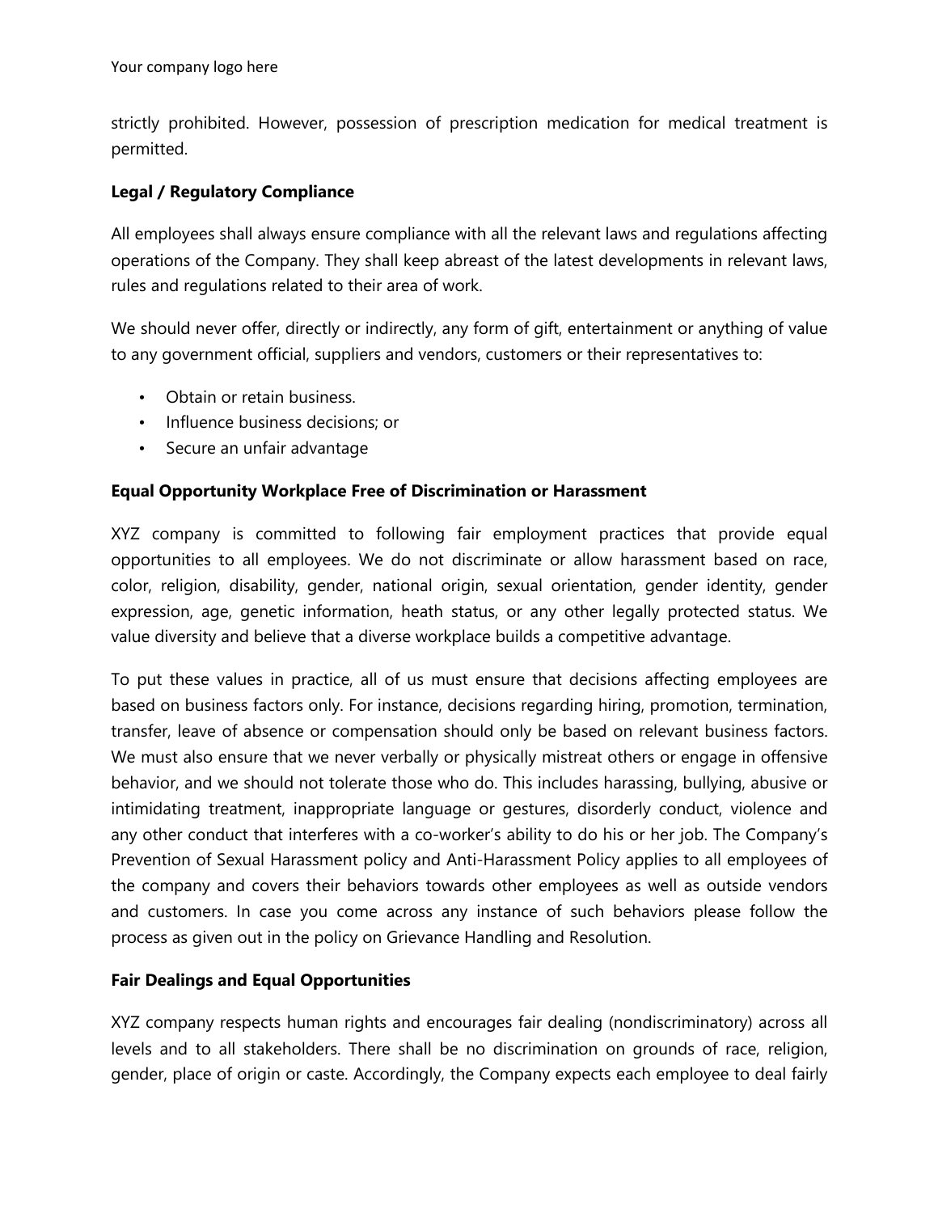strictly prohibited. However, possession of prescription medication for medical treatment is permitted.

**Legal / Regulatory Compliance**

All employees shall always ensure compliance with all the relevant laws and regulations affecting operations of the Company. They shall keep abreast of the latest developments in relevant laws, rules and regulations related to their area of work.

We should never offer, directly or indirectly, any form of gift, entertainment or anything of value to any government official, suppliers and vendors, customers or their representatives to:

- Obtain or retain business.
- Influence business decisions; or
- Secure an unfair advantage

**Equal Opportunity Workplace Free of Discrimination or Harassment**

XYZ company is committed to following fair employment practices that provide equal opportunities to all employees. We do not discriminate or allow harassment based on race, color, religion, disability, gender, national origin, sexual orientation, gender identity, gender expression, age, genetic information, heath status, or any other legally protected status. We value diversity and believe that a diverse workplace builds a competitive advantage.

To put these values in practice, all of us must ensure that decisions affecting employees are based on business factors only. For instance, decisions regarding hiring, promotion, termination, transfer, leave of absence or compensation should only be based on relevant business factors. We must also ensure that we never verbally or physically mistreat others or engage in offensive behavior, and we should not tolerate those who do. This includes harassing, bullying, abusive or intimidating treatment, inappropriate language or gestures, disorderly conduct, violence and any other conduct that interferes with a co-worker's ability to do his or her job. The Company's Prevention of Sexual Harassment policy and Anti-Harassment Policy applies to all employees of the company and covers their behaviors towards other employees as well as outside vendors and customers. In case you come across any instance of such behaviors please follow the process as given out in the policy on Grievance Handling and Resolution.

**Fair Dealings and Equal Opportunities**

XYZ company respects human rights and encourages fair dealing (nondiscriminatory) across all levels and to all stakeholders. There shall be no discrimination on grounds of race, religion, gender, place of origin or caste. Accordingly, the Company expects each employee to deal fairly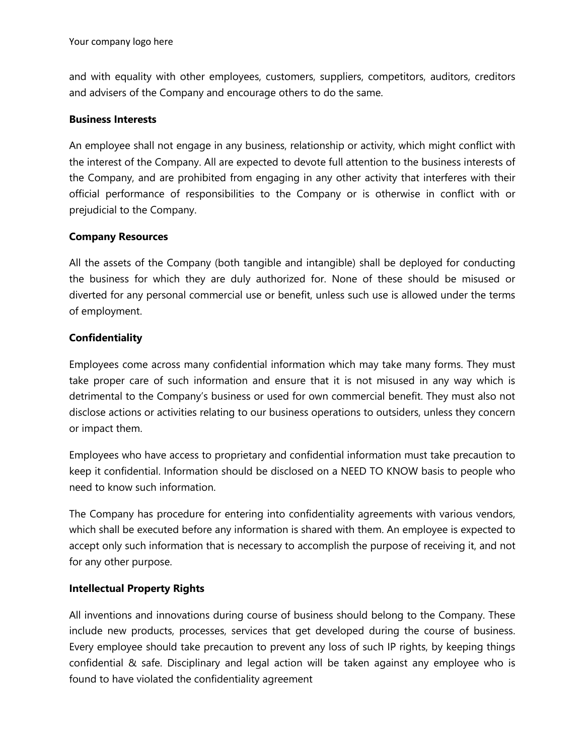and with equality with other employees, customers, suppliers, competitors, auditors, creditors and advisers of the Company and encourage others to do the same.

**Business Interests**

An employee shall not engage in any business, relationship or activity, which might conflict with the interest of the Company. All are expected to devote full attention to the business interests of the Company, and are prohibited from engaging in any other activity that interferes with their official performance of responsibilities to the Company or is otherwise in conflict with or prejudicial to the Company.

**Company Resources**

All the assets of the Company (both tangible and intangible) shall be deployed for conducting the business for which they are duly authorized for. None of these should be misused or diverted for any personal commercial use or benefit, unless such use is allowed under the terms of employment.

**Confidentiality**

Employees come across many confidential information which may take many forms. They must take proper care of such information and ensure that it is not misused in any way which is detrimental to the Company's business or used for own commercial benefit. They must also not disclose actions or activities relating to our business operations to outsiders, unless they concern or impact them.

Employees who have access to proprietary and confidential information must take precaution to keep it confidential. Information should be disclosed on a NEED TO KNOW basis to people who need to know such information.

The Company has procedure for entering into confidentiality agreements with various vendors, which shall be executed before any information is shared with them. An employee is expected to accept only such information that is necessary to accomplish the purpose of receiving it, and not for any other purpose.

**Intellectual Property Rights**

All inventions and innovations during course of business should belong to the Company. These include new products, processes, services that get developed during the course of business. Every employee should take precaution to prevent any loss of such IP rights, by keeping things confidential & safe. Disciplinary and legal action will be taken against any employee who is found to have violated the confidentiality agreement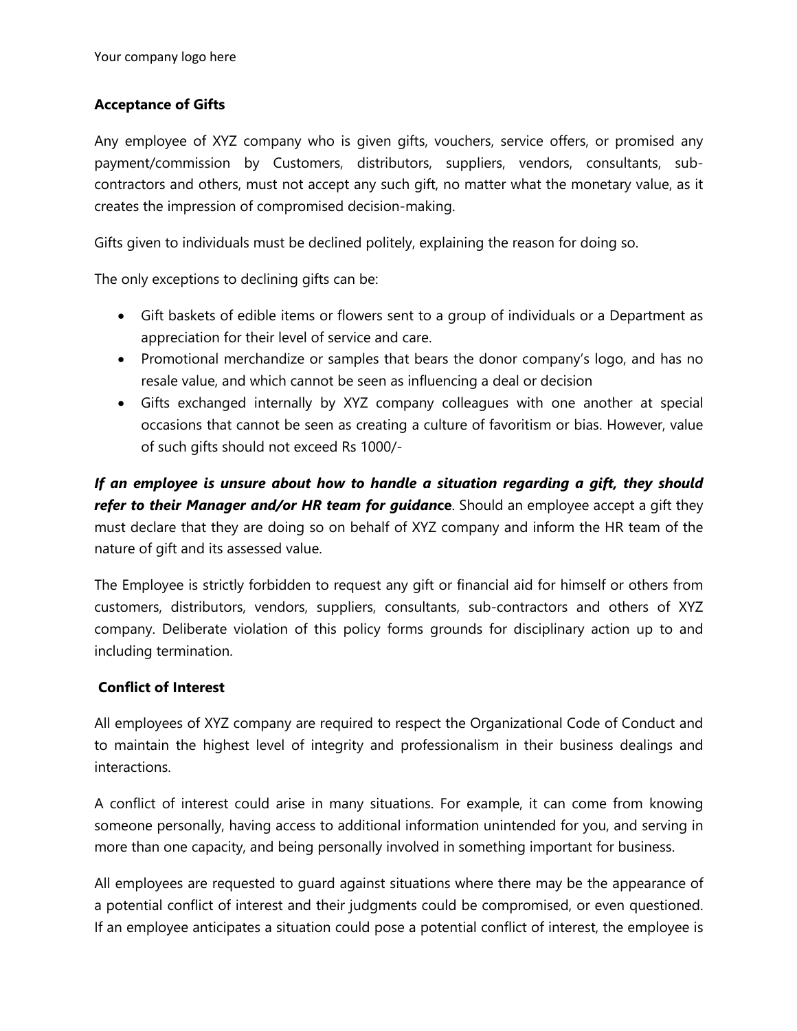Your company logo here

## Acceptance of Gifts

Any employee of XYZ company who is given gifts, vouchers, service offers, or promised any payment/commission by Customers, distributors, suppliers, vendors, consultants, sub-contractors and others, must not accept any such gift, no matter what the monetary value, as it creates the impression of compromised decision-making.

Gifts given to individuals must be declined politely, explaining the reason for doing so.

The only exceptions to declining gifts can be:

- Gift baskets of edible items or flowers sent to a group of individuals or a Department as appreciation for their level of service and care.
- Promotional merchandize or samples that bears the donor company's logo, and has no resale value, and which cannot be seen as influencing a deal or decision
- Gifts exchanged internally by XYZ company colleagues with one another at special occasions that cannot be seen as creating a culture of favoritism or bias. However, value of such gifts should not exceed Rs 1000/-

***If an employee is unsure about how to handle a situation regarding a gift, they should refer to their Manager and/or HR team for guidance***. Should an employee accept a gift they must declare that they are doing so on behalf of XYZ company and inform the HR team of the nature of gift and its assessed value.

The Employee is strictly forbidden to request any gift or financial aid for himself or others from customers, distributors, vendors, suppliers, consultants, sub-contractors and others of XYZ company. Deliberate violation of this policy forms grounds for disciplinary action up to and including termination.

## Conflict of Interest

All employees of XYZ company are required to respect the Organizational Code of Conduct and to maintain the highest level of integrity and professionalism in their business dealings and interactions.

A conflict of interest could arise in many situations. For example, it can come from knowing someone personally, having access to additional information unintended for you, and serving in more than one capacity, and being personally involved in something important for business.

All employees are requested to guard against situations where there may be the appearance of a potential conflict of interest and their judgments could be compromised, or even questioned. If an employee anticipates a situation could pose a potential conflict of interest, the employee is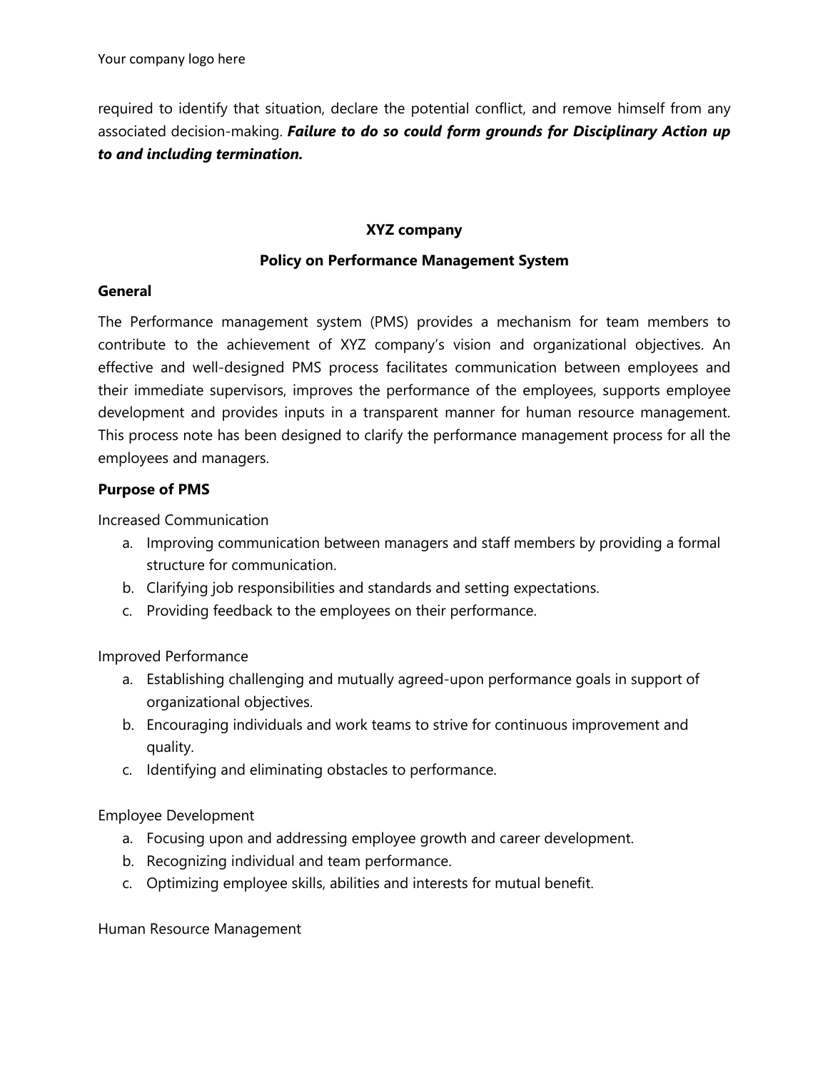required to identify that situation, declare the potential conflict, and remove himself from any associated decision-making. ***Failure to do so could form grounds for Disciplinary Action up to and including termination.***

**XYZ company**

**Policy on Performance Management System**

**General**

The Performance management system (PMS) provides a mechanism for team members to contribute to the achievement of XYZ company's vision and organizational objectives. An effective and well-designed PMS process facilitates communication between employees and their immediate supervisors, improves the performance of the employees, supports employee development and provides inputs in a transparent manner for human resource management. This process note has been designed to clarify the performance management process for all the employees and managers.

**Purpose of PMS**

Increased Communication

a. Improving communication between managers and staff members by providing a formal structure for communication.
b. Clarifying job responsibilities and standards and setting expectations.
c. Providing feedback to the employees on their performance.

Improved Performance

a. Establishing challenging and mutually agreed-upon performance goals in support of organizational objectives.
b. Encouraging individuals and work teams to strive for continuous improvement and quality.
c. Identifying and eliminating obstacles to performance.

Employee Development

a. Focusing upon and addressing employee growth and career development.
b. Recognizing individual and team performance.
c. Optimizing employee skills, abilities and interests for mutual benefit.

Human Resource Management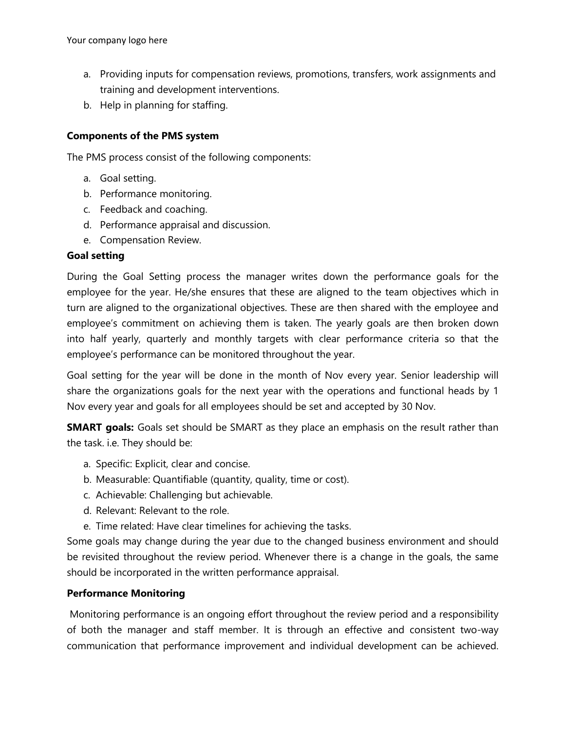a. Providing inputs for compensation reviews, promotions, transfers, work assignments and training and development interventions.
b. Help in planning for staffing.

**Components of the PMS system**

The PMS process consist of the following components:

a. Goal setting.
b. Performance monitoring.
c. Feedback and coaching.
d. Performance appraisal and discussion.
e. Compensation Review.

**Goal setting**

During the Goal Setting process the manager writes down the performance goals for the employee for the year. He/she ensures that these are aligned to the team objectives which in turn are aligned to the organizational objectives. These are then shared with the employee and employee's commitment on achieving them is taken. The yearly goals are then broken down into half yearly, quarterly and monthly targets with clear performance criteria so that the employee's performance can be monitored throughout the year.

Goal setting for the year will be done in the month of Nov every year. Senior leadership will share the organizations goals for the next year with the operations and functional heads by 1 Nov every year and goals for all employees should be set and accepted by 30 Nov.

**SMART goals:** Goals set should be SMART as they place an emphasis on the result rather than the task. i.e. They should be:

a. Specific: Explicit, clear and concise.
b. Measurable: Quantifiable (quantity, quality, time or cost).
c. Achievable: Challenging but achievable.
d. Relevant: Relevant to the role.
e. Time related: Have clear timelines for achieving the tasks.

Some goals may change during the year due to the changed business environment and should be revisited throughout the review period. Whenever there is a change in the goals, the same should be incorporated in the written performance appraisal.

**Performance Monitoring**

Monitoring performance is an ongoing effort throughout the review period and a responsibility of both the manager and staff member. It is through an effective and consistent two-way communication that performance improvement and individual development can be achieved.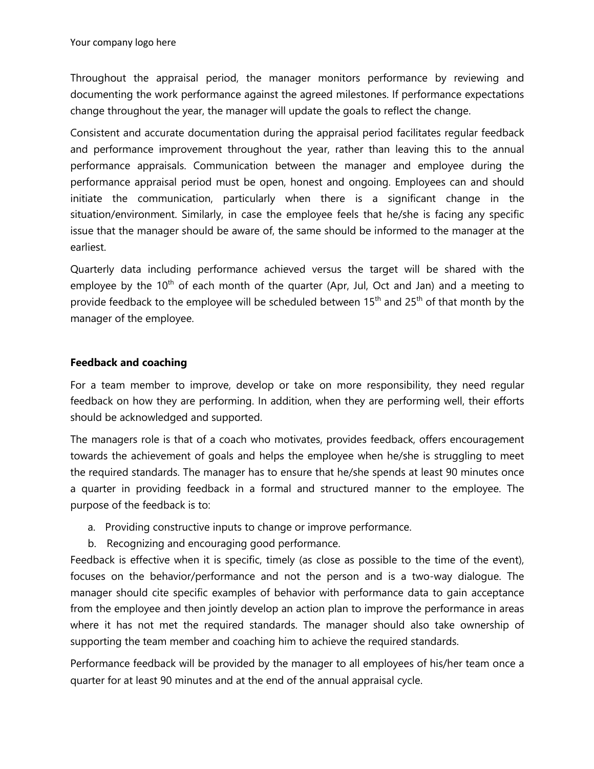Throughout the appraisal period, the manager monitors performance by reviewing and documenting the work performance against the agreed milestones. If performance expectations change throughout the year, the manager will update the goals to reflect the change.

Consistent and accurate documentation during the appraisal period facilitates regular feedback and performance improvement throughout the year, rather than leaving this to the annual performance appraisals. Communication between the manager and employee during the performance appraisal period must be open, honest and ongoing. Employees can and should initiate the communication, particularly when there is a significant change in the situation/environment. Similarly, in case the employee feels that he/she is facing any specific issue that the manager should be aware of, the same should be informed to the manager at the earliest.

Quarterly data including performance achieved versus the target will be shared with the employee by the 10th of each month of the quarter (Apr, Jul, Oct and Jan) and a meeting to provide feedback to the employee will be scheduled between 15th and 25th of that month by the manager of the employee.

**Feedback and coaching**

For a team member to improve, develop or take on more responsibility, they need regular feedback on how they are performing. In addition, when they are performing well, their efforts should be acknowledged and supported.

The managers role is that of a coach who motivates, provides feedback, offers encouragement towards the achievement of goals and helps the employee when he/she is struggling to meet the required standards. The manager has to ensure that he/she spends at least 90 minutes once a quarter in providing feedback in a formal and structured manner to the employee. The purpose of the feedback is to:

a. Providing constructive inputs to change or improve performance.
b. Recognizing and encouraging good performance.

Feedback is effective when it is specific, timely (as close as possible to the time of the event), focuses on the behavior/performance and not the person and is a two-way dialogue. The manager should cite specific examples of behavior with performance data to gain acceptance from the employee and then jointly develop an action plan to improve the performance in areas where it has not met the required standards. The manager should also take ownership of supporting the team member and coaching him to achieve the required standards.

Performance feedback will be provided by the manager to all employees of his/her team once a quarter for at least 90 minutes and at the end of the annual appraisal cycle.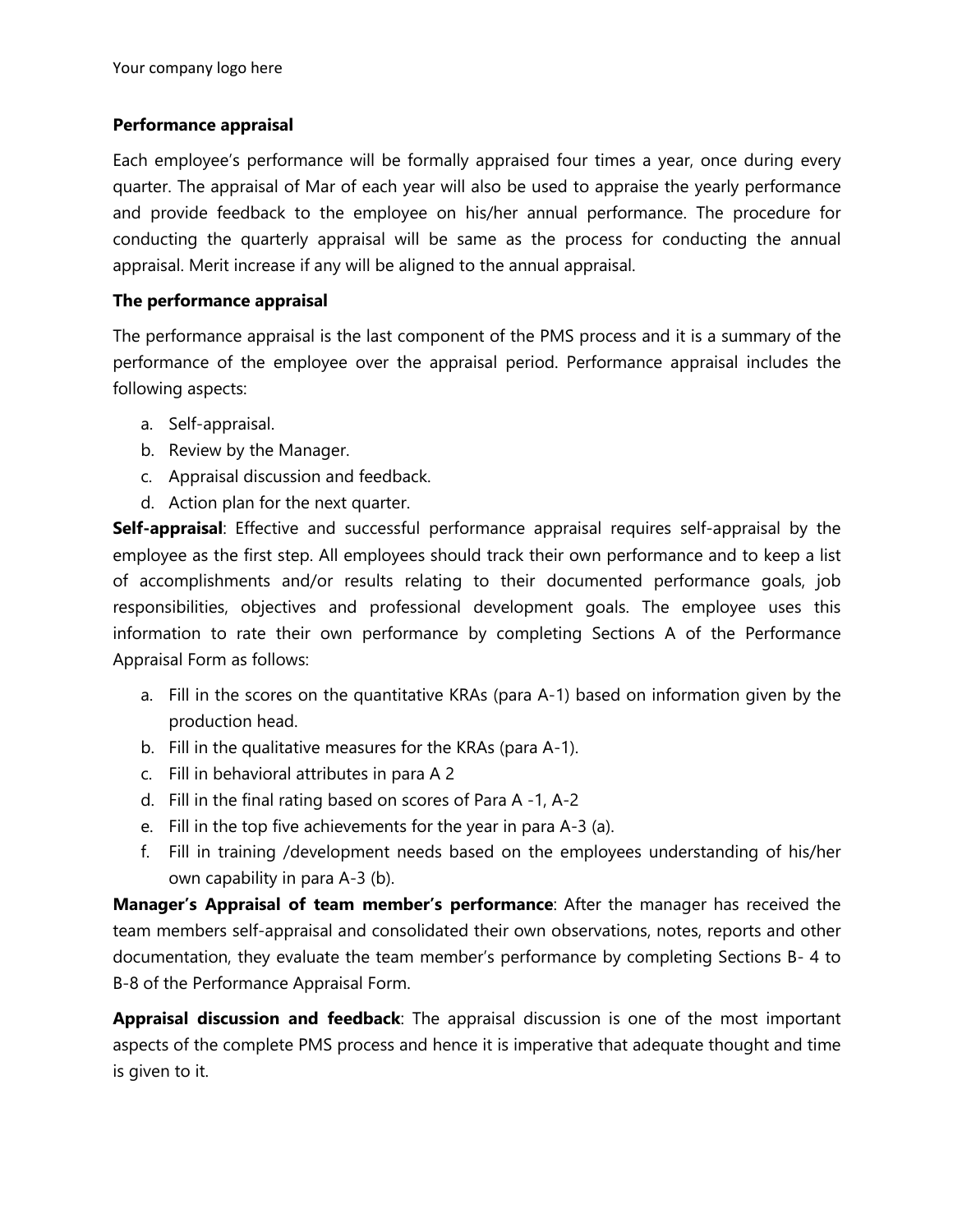Your company logo here

### Performance appraisal

Each employee's performance will be formally appraised four times a year, once during every quarter. The appraisal of Mar of each year will also be used to appraise the yearly performance and provide feedback to the employee on his/her annual performance. The procedure for conducting the quarterly appraisal will be same as the process for conducting the annual appraisal. Merit increase if any will be aligned to the annual appraisal.

### The performance appraisal

The performance appraisal is the last component of the PMS process and it is a summary of the performance of the employee over the appraisal period. Performance appraisal includes the following aspects:

a. Self-appraisal.
b. Review by the Manager.
c. Appraisal discussion and feedback.
d. Action plan for the next quarter.

**Self-appraisal**: Effective and successful performance appraisal requires self-appraisal by the employee as the first step. All employees should track their own performance and to keep a list of accomplishments and/or results relating to their documented performance goals, job responsibilities, objectives and professional development goals. The employee uses this information to rate their own performance by completing Sections A of the Performance Appraisal Form as follows:

a. Fill in the scores on the quantitative KRAs (para A-1) based on information given by the production head.
b. Fill in the qualitative measures for the KRAs (para A-1).
c. Fill in behavioral attributes in para A 2
d. Fill in the final rating based on scores of Para A -1, A-2
e. Fill in the top five achievements for the year in para A-3 (a).
f. Fill in training /development needs based on the employees understanding of his/her own capability in para A-3 (b).

**Manager's Appraisal of team member's performance**: After the manager has received the team members self-appraisal and consolidated their own observations, notes, reports and other documentation, they evaluate the team member's performance by completing Sections B- 4 to B-8 of the Performance Appraisal Form.

**Appraisal discussion and feedback**: The appraisal discussion is one of the most important aspects of the complete PMS process and hence it is imperative that adequate thought and time is given to it.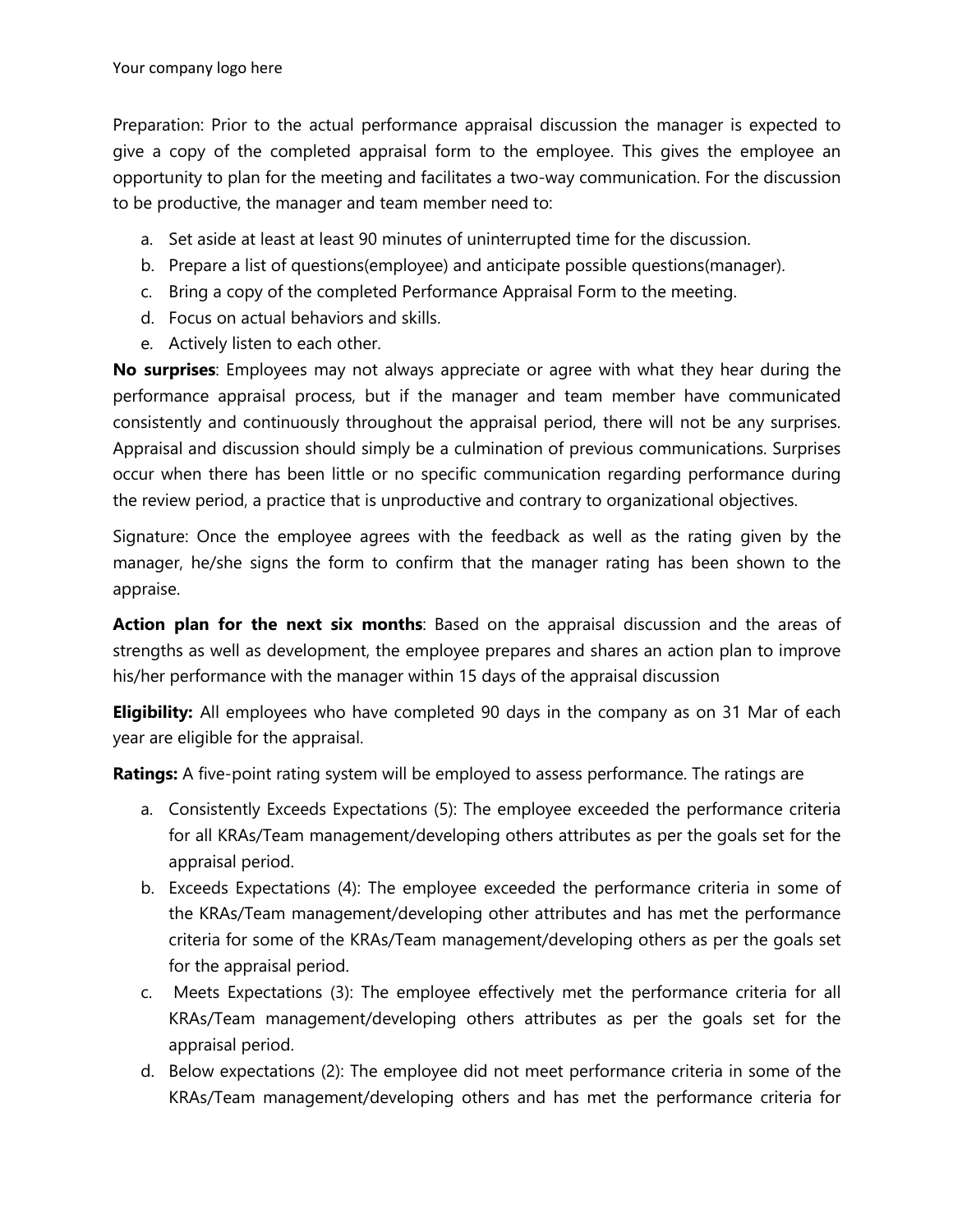Your company logo here

Preparation: Prior to the actual performance appraisal discussion the manager is expected to give a copy of the completed appraisal form to the employee. This gives the employee an opportunity to plan for the meeting and facilitates a two-way communication. For the discussion to be productive, the manager and team member need to:

a. Set aside at least at least 90 minutes of uninterrupted time for the discussion.
b. Prepare a list of questions(employee) and anticipate possible questions(manager).
c. Bring a copy of the completed Performance Appraisal Form to the meeting.
d. Focus on actual behaviors and skills.
e. Actively listen to each other.

**No surprises**: Employees may not always appreciate or agree with what they hear during the performance appraisal process, but if the manager and team member have communicated consistently and continuously throughout the appraisal period, there will not be any surprises. Appraisal and discussion should simply be a culmination of previous communications. Surprises occur when there has been little or no specific communication regarding performance during the review period, a practice that is unproductive and contrary to organizational objectives.

Signature: Once the employee agrees with the feedback as well as the rating given by the manager, he/she signs the form to confirm that the manager rating has been shown to the appraise.

**Action plan for the next six months**: Based on the appraisal discussion and the areas of strengths as well as development, the employee prepares and shares an action plan to improve his/her performance with the manager within 15 days of the appraisal discussion

**Eligibility:** All employees who have completed 90 days in the company as on 31 Mar of each year are eligible for the appraisal.

**Ratings:** A five-point rating system will be employed to assess performance. The ratings are

a. Consistently Exceeds Expectations (5): The employee exceeded the performance criteria for all KRAs/Team management/developing others attributes as per the goals set for the appraisal period.
b. Exceeds Expectations (4): The employee exceeded the performance criteria in some of the KRAs/Team management/developing other attributes and has met the performance criteria for some of the KRAs/Team management/developing others as per the goals set for the appraisal period.
c. Meets Expectations (3): The employee effectively met the performance criteria for all KRAs/Team management/developing others attributes as per the goals set for the appraisal period.
d. Below expectations (2): The employee did not meet performance criteria in some of the KRAs/Team management/developing others and has met the performance criteria for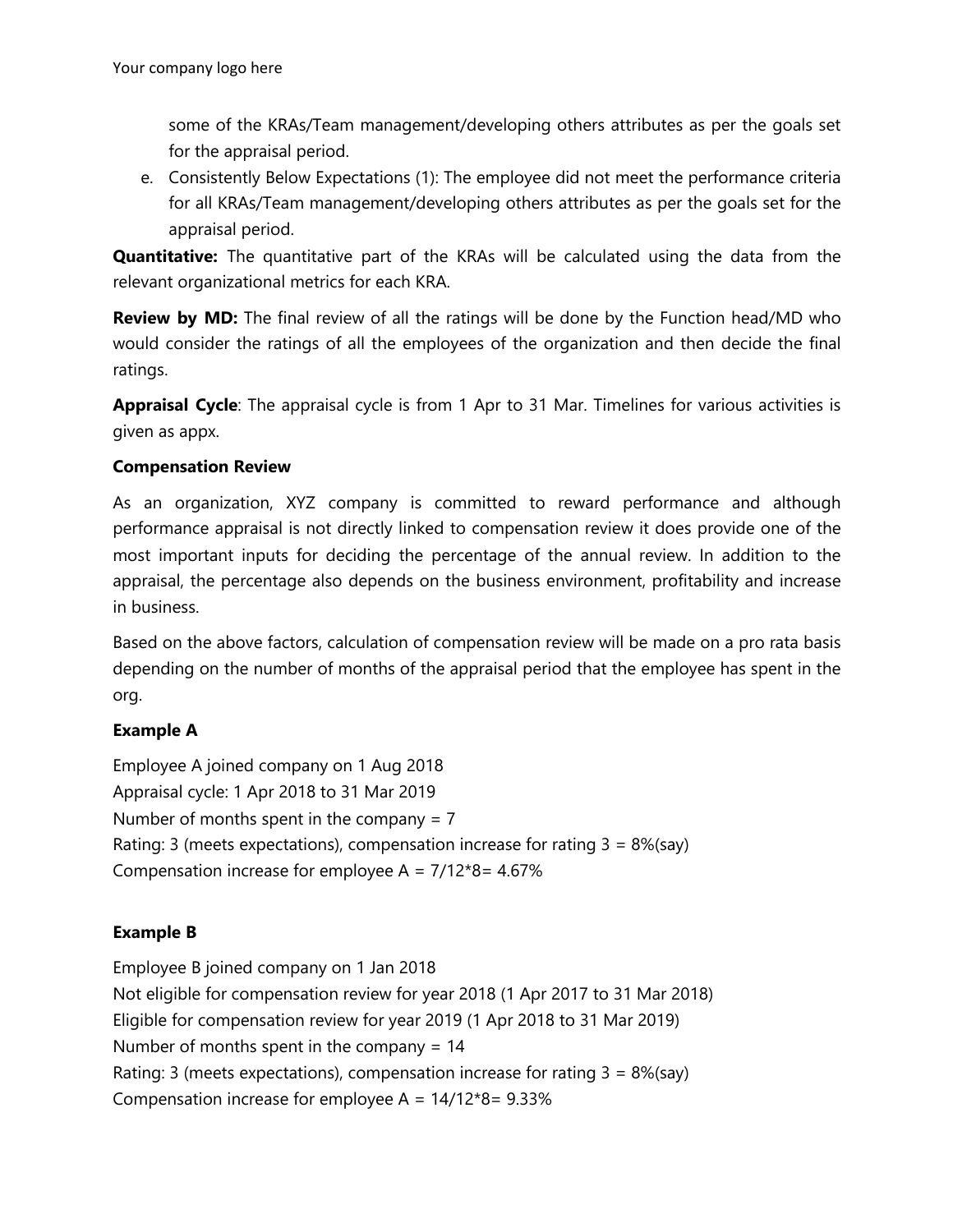some of the KRAs/Team management/developing others attributes as per the goals set for the appraisal period.

e. Consistently Below Expectations (1): The employee did not meet the performance criteria for all KRAs/Team management/developing others attributes as per the goals set for the appraisal period.

**Quantitative:** The quantitative part of the KRAs will be calculated using the data from the relevant organizational metrics for each KRA.

**Review by MD:** The final review of all the ratings will be done by the Function head/MD who would consider the ratings of all the employees of the organization and then decide the final ratings.

**Appraisal Cycle**: The appraisal cycle is from 1 Apr to 31 Mar. Timelines for various activities is given as appx.

**Compensation Review**

As an organization, XYZ company is committed to reward performance and although performance appraisal is not directly linked to compensation review it does provide one of the most important inputs for deciding the percentage of the annual review. In addition to the appraisal, the percentage also depends on the business environment, profitability and increase in business.

Based on the above factors, calculation of compensation review will be made on a pro rata basis depending on the number of months of the appraisal period that the employee has spent in the org.

**Example A**

Employee A joined company on 1 Aug 2018
Appraisal cycle: 1 Apr 2018 to 31 Mar 2019
Number of months spent in the company = 7
Rating: 3 (meets expectations), compensation increase for rating 3 = 8%(say)
Compensation increase for employee A = 7/12*8= 4.67%

**Example B**

Employee B joined company on 1 Jan 2018
Not eligible for compensation review for year 2018 (1 Apr 2017 to 31 Mar 2018)
Eligible for compensation review for year 2019 (1 Apr 2018 to 31 Mar 2019)
Number of months spent in the company = 14
Rating: 3 (meets expectations), compensation increase for rating 3 = 8%(say)
Compensation increase for employee A = 14/12*8= 9.33%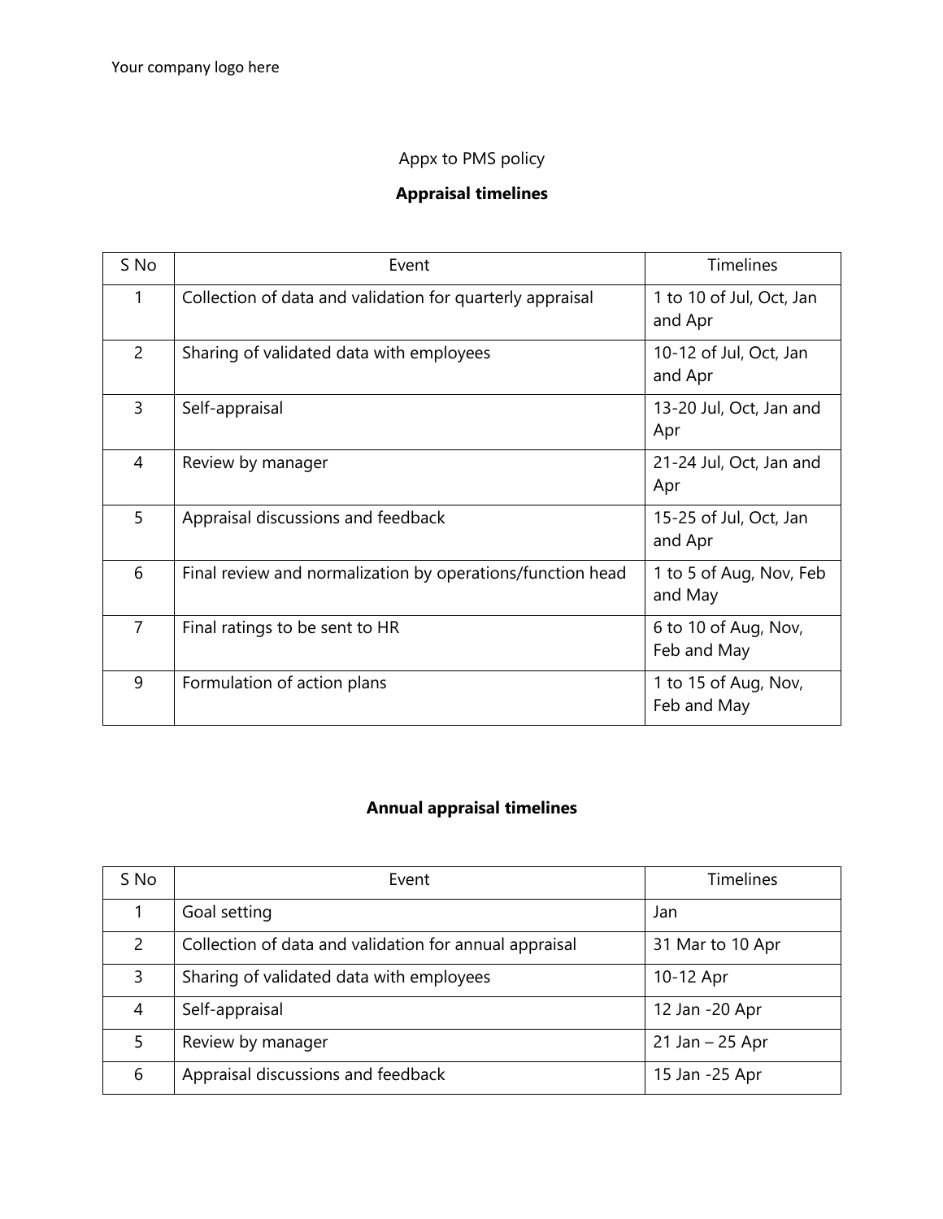Your company logo here

Appx to PMS policy

## Appraisal timelines

| S No | Event | Timelines |
|---|---|---|
| 1 | Collection of data and validation for quarterly appraisal | 1 to 10 of Jul, Oct, Jan and Apr |
| 2 | Sharing of validated data with employees | 10-12 of Jul, Oct, Jan and Apr |
| 3 | Self-appraisal | 13-20 Jul, Oct, Jan and Apr |
| 4 | Review by manager | 21-24 Jul, Oct, Jan and Apr |
| 5 | Appraisal discussions and feedback | 15-25 of Jul, Oct, Jan and Apr |
| 6 | Final review and normalization by operations/function head | 1 to 5 of Aug, Nov, Feb and May |
| 7 | Final ratings to be sent to HR | 6 to 10 of Aug, Nov, Feb and May |
| 9 | Formulation of action plans | 1 to 15 of Aug, Nov, Feb and May |

## Annual appraisal timelines

| S No | Event | Timelines |
|---|---|---|
| 1 | Goal setting | Jan |
| 2 | Collection of data and validation for annual appraisal | 31 Mar to 10 Apr |
| 3 | Sharing of validated data with employees | 10-12 Apr |
| 4 | Self-appraisal | 12 Jan -20 Apr |
| 5 | Review by manager | 21 Jan – 25 Apr |
| 6 | Appraisal discussions and feedback | 15 Jan -25 Apr |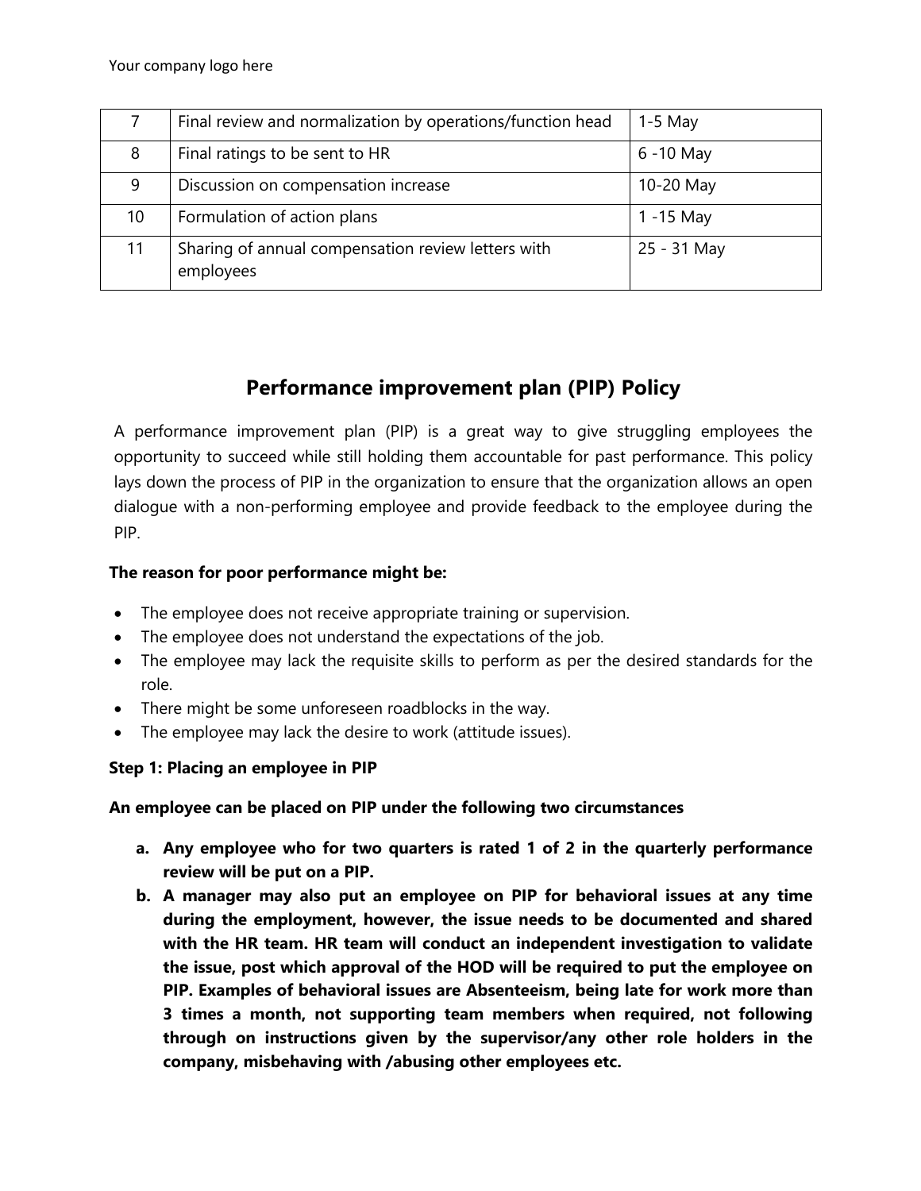| 7 | Final review and normalization by operations/function head | 1-5 May |
|---|---|---|
| 8 | Final ratings to be sent to HR | 6 -10 May |
| 9 | Discussion on compensation increase | 10-20 May |
| 10 | Formulation of action plans | 1 -15 May |
| 11 | Sharing of annual compensation review letters with employees | 25 - 31 May |

## Performance improvement plan (PIP) Policy

A performance improvement plan (PIP) is a great way to give struggling employees the opportunity to succeed while still holding them accountable for past performance. This policy lays down the process of PIP in the organization to ensure that the organization allows an open dialogue with a non-performing employee and provide feedback to the employee during the PIP.

**The reason for poor performance might be:**

- The employee does not receive appropriate training or supervision.
- The employee does not understand the expectations of the job.
- The employee may lack the requisite skills to perform as per the desired standards for the role.
- There might be some unforeseen roadblocks in the way.
- The employee may lack the desire to work (attitude issues).

**Step 1: Placing an employee in PIP**

**An employee can be placed on PIP under the following two circumstances**

a. **Any employee who for two quarters is rated 1 of 2 in the quarterly performance review will be put on a PIP.**
b. **A manager may also put an employee on PIP for behavioral issues at any time during the employment, however, the issue needs to be documented and shared with the HR team. HR team will conduct an independent investigation to validate the issue, post which approval of the HOD will be required to put the employee on PIP. Examples of behavioral issues are Absenteeism, being late for work more than 3 times a month, not supporting team members when required, not following through on instructions given by the supervisor/any other role holders in the company, misbehaving with /abusing other employees etc.**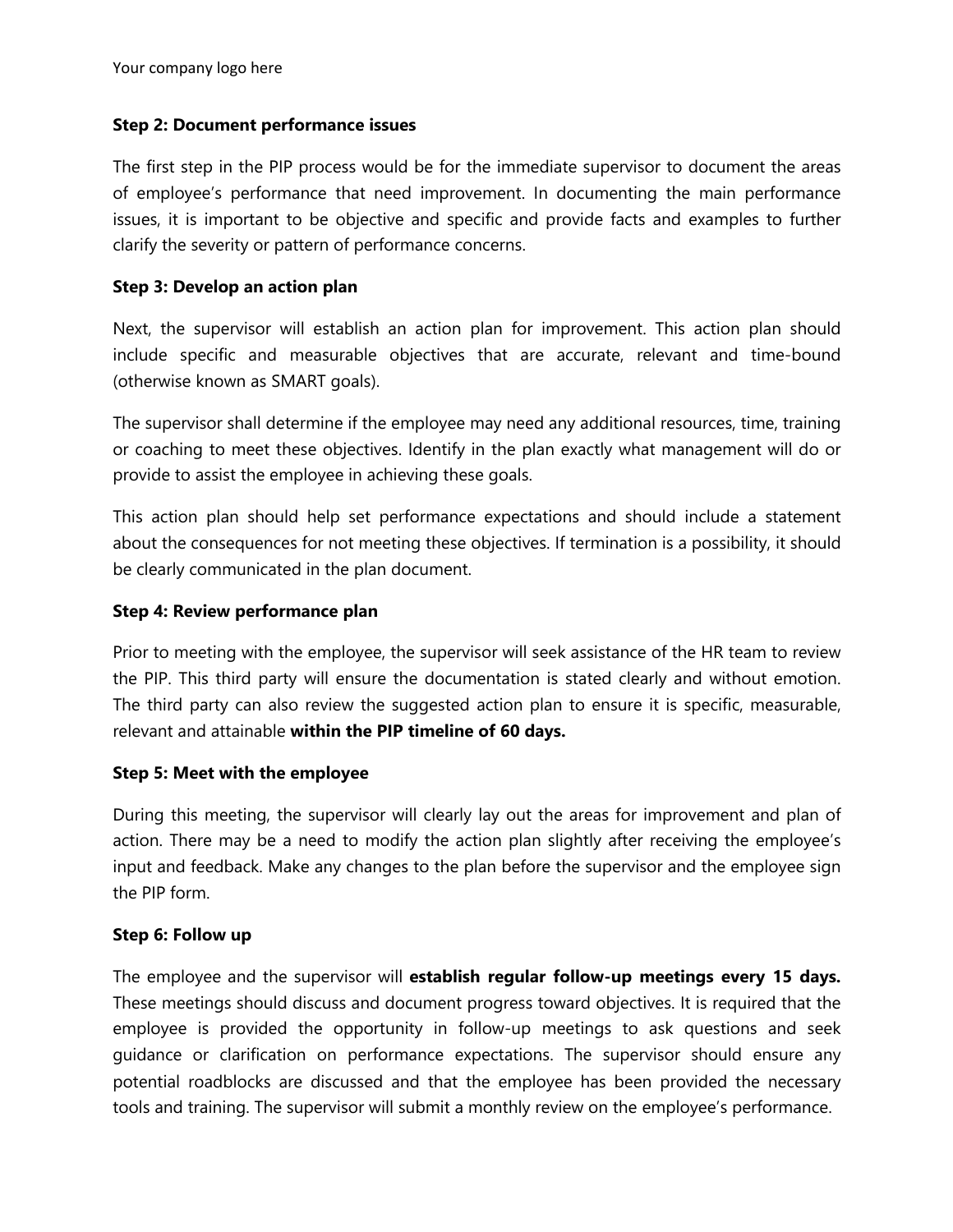**Step 2: Document performance issues**

The first step in the PIP process would be for the immediate supervisor to document the areas of employee's performance that need improvement. In documenting the main performance issues, it is important to be objective and specific and provide facts and examples to further clarify the severity or pattern of performance concerns.

**Step 3: Develop an action plan**

Next, the supervisor will establish an action plan for improvement. This action plan should include specific and measurable objectives that are accurate, relevant and time-bound (otherwise known as SMART goals).

The supervisor shall determine if the employee may need any additional resources, time, training or coaching to meet these objectives. Identify in the plan exactly what management will do or provide to assist the employee in achieving these goals.

This action plan should help set performance expectations and should include a statement about the consequences for not meeting these objectives. If termination is a possibility, it should be clearly communicated in the plan document.

**Step 4: Review performance plan**

Prior to meeting with the employee, the supervisor will seek assistance of the HR team to review the PIP. This third party will ensure the documentation is stated clearly and without emotion. The third party can also review the suggested action plan to ensure it is specific, measurable, relevant and attainable **within the PIP timeline of 60 days.**

**Step 5: Meet with the employee**

During this meeting, the supervisor will clearly lay out the areas for improvement and plan of action. There may be a need to modify the action plan slightly after receiving the employee's input and feedback. Make any changes to the plan before the supervisor and the employee sign the PIP form.

**Step 6: Follow up**

The employee and the supervisor will **establish regular follow-up meetings every 15 days.** These meetings should discuss and document progress toward objectives. It is required that the employee is provided the opportunity in follow-up meetings to ask questions and seek guidance or clarification on performance expectations. The supervisor should ensure any potential roadblocks are discussed and that the employee has been provided the necessary tools and training. The supervisor will submit a monthly review on the employee's performance.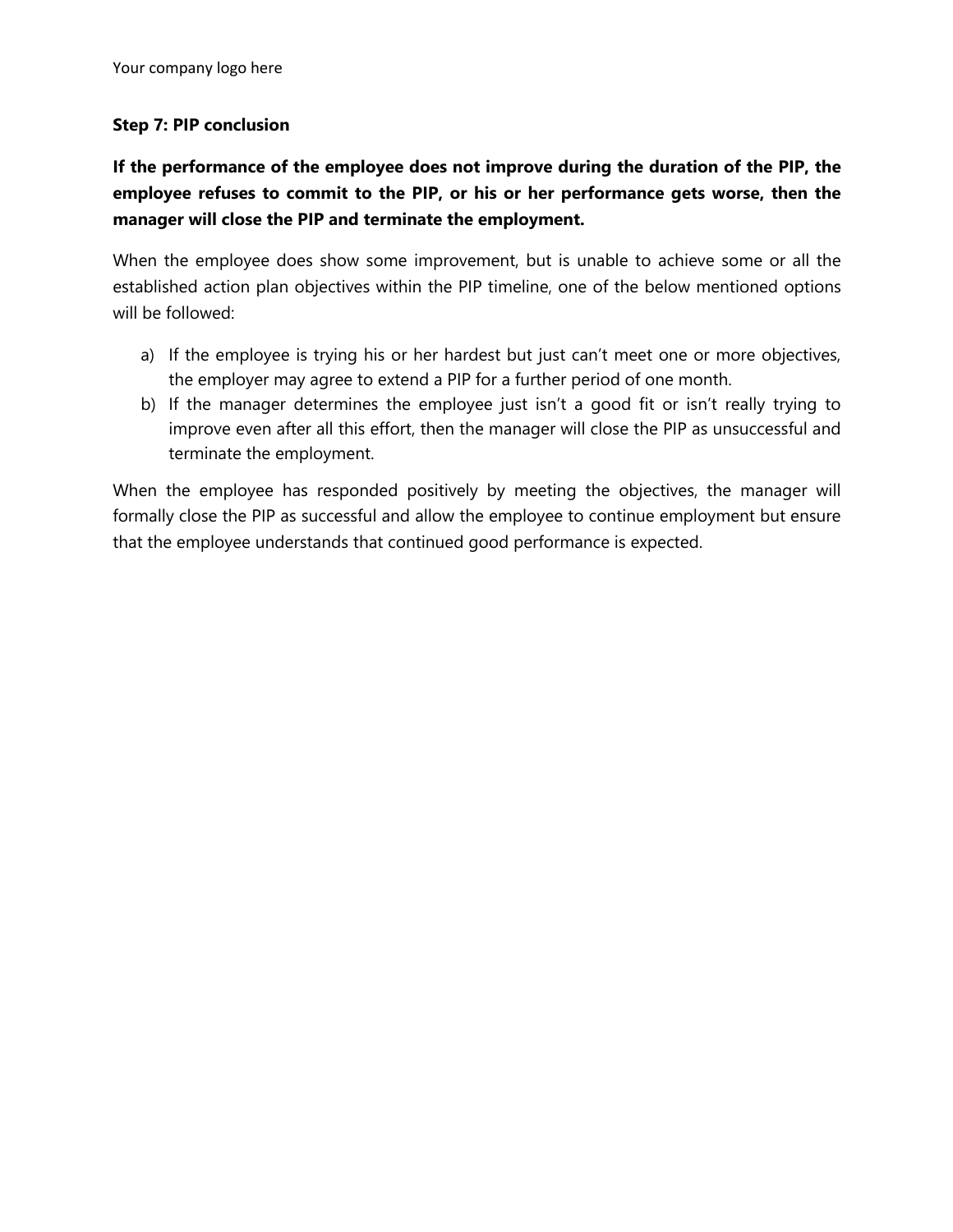**Step 7: PIP conclusion**

**If the performance of the employee does not improve during the duration of the PIP, the employee refuses to commit to the PIP, or his or her performance gets worse, then the manager will close the PIP and terminate the employment.**

When the employee does show some improvement, but is unable to achieve some or all the established action plan objectives within the PIP timeline, one of the below mentioned options will be followed:

a) If the employee is trying his or her hardest but just can't meet one or more objectives, the employer may agree to extend a PIP for a further period of one month.
b) If the manager determines the employee just isn't a good fit or isn't really trying to improve even after all this effort, then the manager will close the PIP as unsuccessful and terminate the employment.

When the employee has responded positively by meeting the objectives, the manager will formally close the PIP as successful and allow the employee to continue employment but ensure that the employee understands that continued good performance is expected.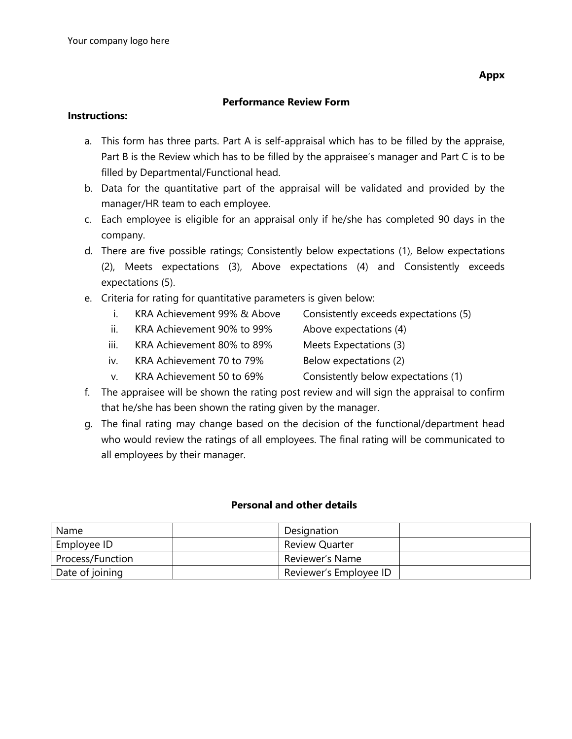Your company logo here

**Appx**

### Performance Review Form

**Instructions:**

a. This form has three parts. Part A is self-appraisal which has to be filled by the appraise, Part B is the Review which has to be filled by the appraisee's manager and Part C is to be filled by Departmental/Functional head.
b. Data for the quantitative part of the appraisal will be validated and provided by the manager/HR team to each employee.
c. Each employee is eligible for an appraisal only if he/she has completed 90 days in the company.
d. There are five possible ratings; Consistently below expectations (1), Below expectations (2), Meets expectations (3), Above expectations (4) and Consistently exceeds expectations (5).
e. Criteria for rating for quantitative parameters is given below:
    i. KRA Achievement 99% & Above — Consistently exceeds expectations (5)
    ii. KRA Achievement 90% to 99% — Above expectations (4)
    iii. KRA Achievement 80% to 89% — Meets Expectations (3)
    iv. KRA Achievement 70 to 79% — Below expectations (2)
    v. KRA Achievement 50 to 69% — Consistently below expectations (1)
f. The appraisee will be shown the rating post review and will sign the appraisal to confirm that he/she has been shown the rating given by the manager.
g. The final rating may change based on the decision of the functional/department head who would review the ratings of all employees. The final rating will be communicated to all employees by their manager.

### Personal and other details

| Name | | Designation | |
|---|---|---|---|
| Employee ID | | Review Quarter | |
| Process/Function | | Reviewer's Name | |
| Date of joining | | Reviewer's Employee ID | |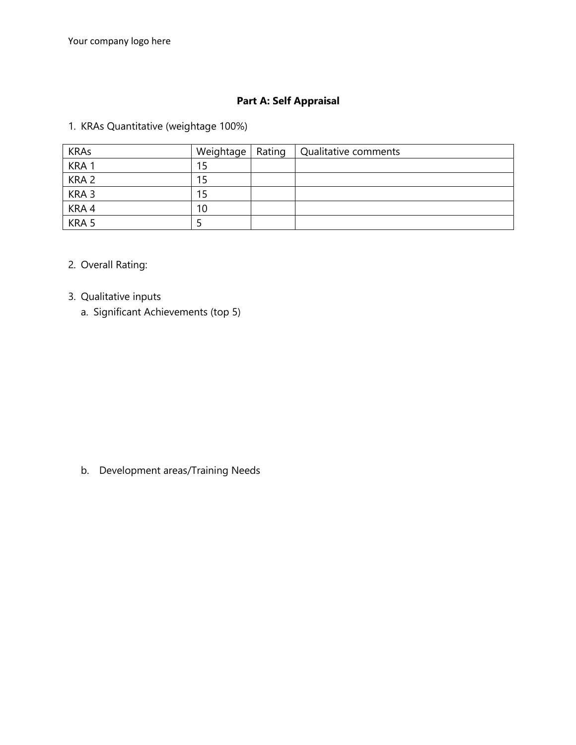Your company logo here

**Part A: Self Appraisal**

1. KRAs Quantitative (weightage 100%)

| KRAs | Weightage | Rating | Qualitative comments |
|---|---|---|---|
| KRA 1 | 15 | | |
| KRA 2 | 15 | | |
| KRA 3 | 15 | | |
| KRA 4 | 10 | | |
| KRA 5 | 5 | | |

2. Overall Rating:

3. Qualitative inputs
   a. Significant Achievements (top 5)

   b. Development areas/Training Needs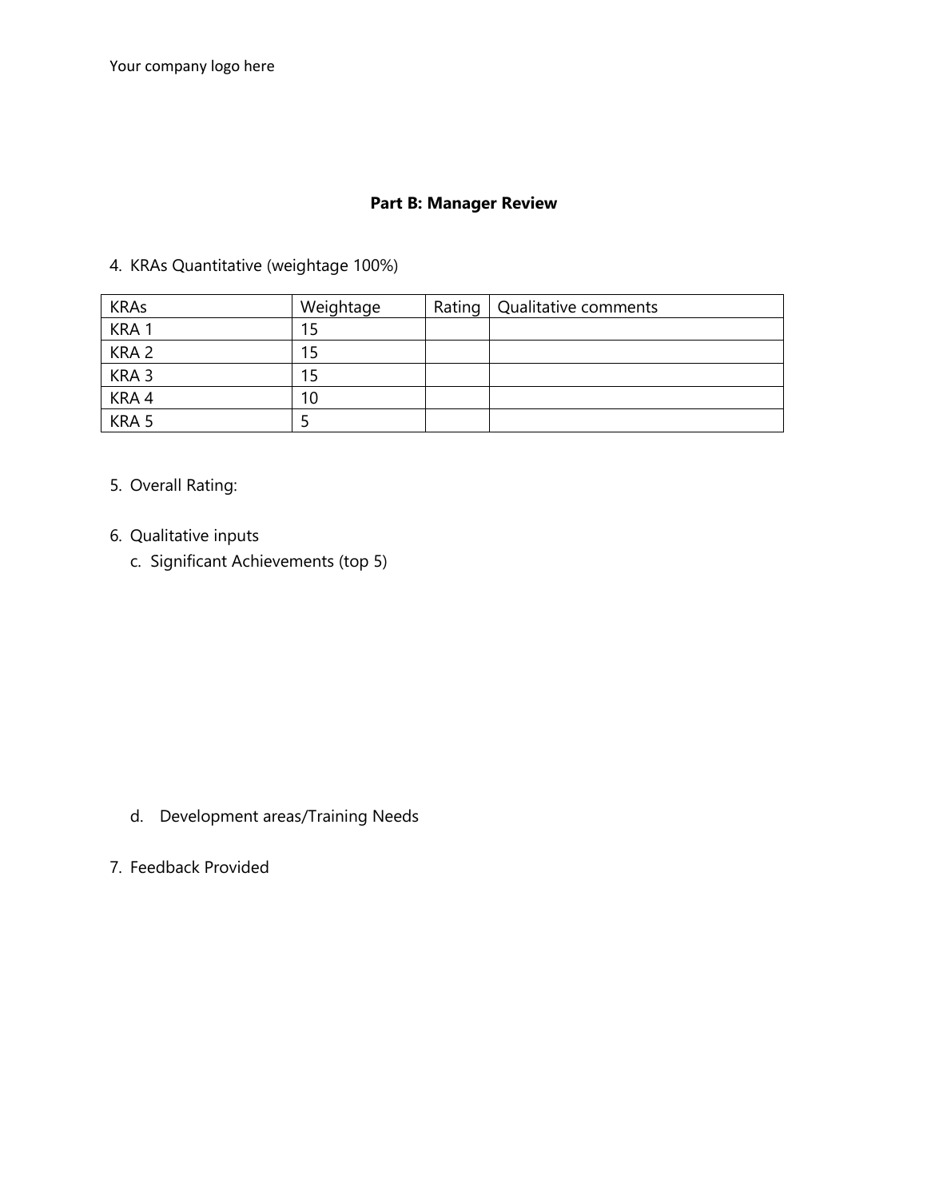Your company logo here

**Part B: Manager Review**

4. KRAs Quantitative (weightage 100%)

| KRAs | Weightage | Rating | Qualitative comments |
|---|---|---|---|
| KRA 1 | 15 | | |
| KRA 2 | 15 | | |
| KRA 3 | 15 | | |
| KRA 4 | 10 | | |
| KRA 5 | 5 | | |

5. Overall Rating:

6. Qualitative inputs

   c. Significant Achievements (top 5)

   d. Development areas/Training Needs

7. Feedback Provided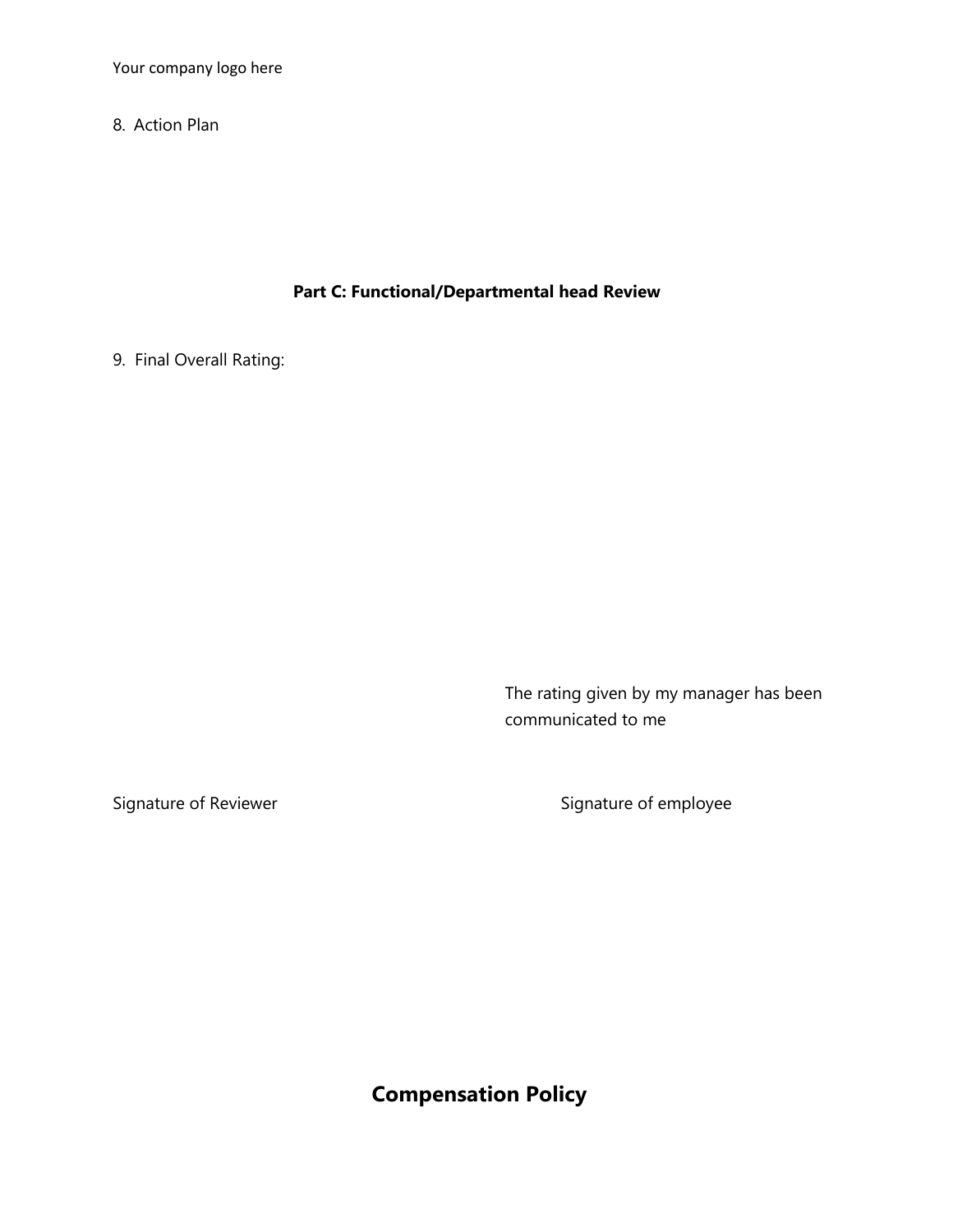8. Action Plan

**Part C: Functional/Departmental head Review**

9. Final Overall Rating:

The rating given by my manager has been communicated to me

Signature of Reviewer

Signature of employee

# Compensation Policy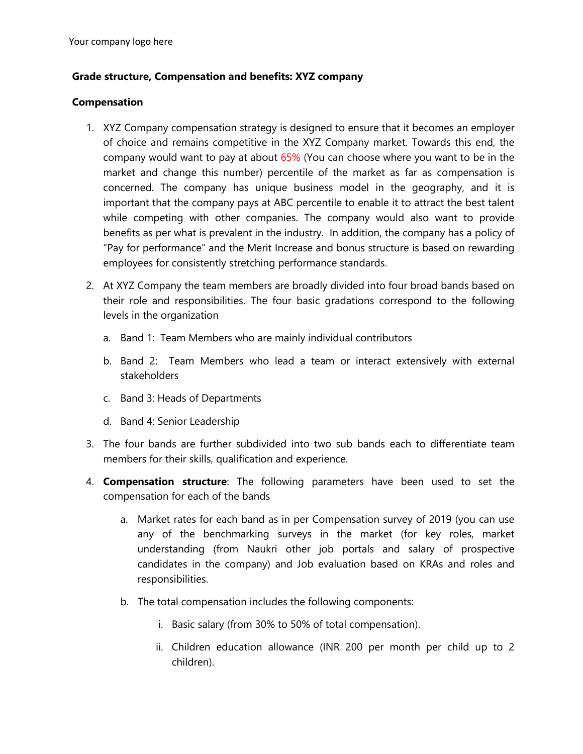Your company logo here

**Grade structure, Compensation and benefits: XYZ company**

**Compensation**

1. XYZ Company compensation strategy is designed to ensure that it becomes an employer of choice and remains competitive in the XYZ Company market. Towards this end, the company would want to pay at about 65% (You can choose where you want to be in the market and change this number) percentile of the market as far as compensation is concerned. The company has unique business model in the geography, and it is important that the company pays at ABC percentile to enable it to attract the best talent while competing with other companies. The company would also want to provide benefits as per what is prevalent in the industry. In addition, the company has a policy of "Pay for performance" and the Merit Increase and bonus structure is based on rewarding employees for consistently stretching performance standards.

2. At XYZ Company the team members are broadly divided into four broad bands based on their role and responsibilities. The four basic gradations correspond to the following levels in the organization

   a. Band 1: Team Members who are mainly individual contributors

   b. Band 2: Team Members who lead a team or interact extensively with external stakeholders

   c. Band 3: Heads of Departments

   d. Band 4: Senior Leadership

3. The four bands are further subdivided into two sub bands each to differentiate team members for their skills, qualification and experience.

4. **Compensation structure**: The following parameters have been used to set the compensation for each of the bands

   a. Market rates for each band as in per Compensation survey of 2019 (you can use any of the benchmarking surveys in the market (for key roles, market understanding (from Naukri other job portals and salary of prospective candidates in the company) and Job evaluation based on KRAs and roles and responsibilities.

   b. The total compensation includes the following components:

      i. Basic salary (from 30% to 50% of total compensation).

      ii. Children education allowance (INR 200 per month per child up to 2 children).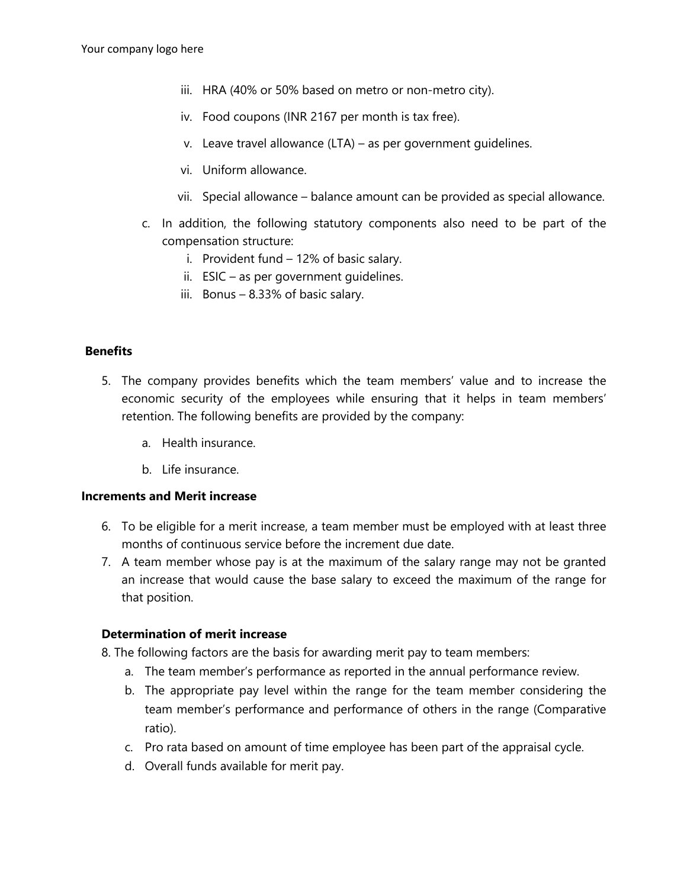iii. HRA (40% or 50% based on metro or non-metro city).

iv. Food coupons (INR 2167 per month is tax free).

v. Leave travel allowance (LTA) – as per government guidelines.

vi. Uniform allowance.

vii. Special allowance – balance amount can be provided as special allowance.

c. In addition, the following statutory components also need to be part of the compensation structure:

   i. Provident fund – 12% of basic salary.
   
   ii. ESIC – as per government guidelines.
   
   iii. Bonus – 8.33% of basic salary.

**Benefits**

5. The company provides benefits which the team members' value and to increase the economic security of the employees while ensuring that it helps in team members' retention. The following benefits are provided by the company:

   a. Health insurance.

   b. Life insurance.

**Increments and Merit increase**

6. To be eligible for a merit increase, a team member must be employed with at least three months of continuous service before the increment due date.
7. A team member whose pay is at the maximum of the salary range may not be granted an increase that would cause the base salary to exceed the maximum of the range for that position.

**Determination of merit increase**

8. The following factors are the basis for awarding merit pay to team members:
   a. The team member's performance as reported in the annual performance review.
   b. The appropriate pay level within the range for the team member considering the team member's performance and performance of others in the range (Comparative ratio).
   c. Pro rata based on amount of time employee has been part of the appraisal cycle.
   d. Overall funds available for merit pay.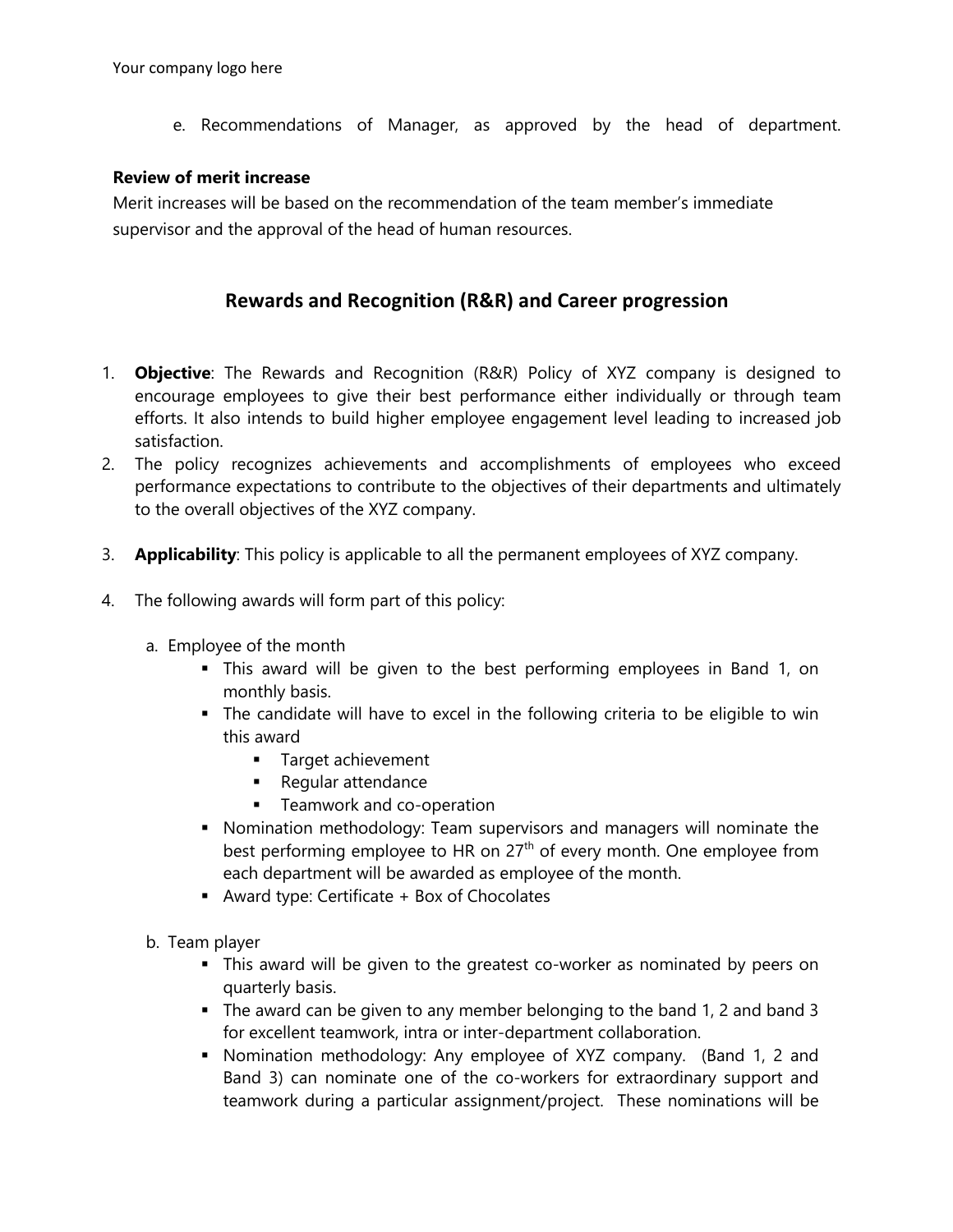e. Recommendations of Manager, as approved by the head of department.

**Review of merit increase**

Merit increases will be based on the recommendation of the team member's immediate supervisor and the approval of the head of human resources.

## Rewards and Recognition (R&R) and Career progression

1. **Objective**: The Rewards and Recognition (R&R) Policy of XYZ company is designed to encourage employees to give their best performance either individually or through team efforts. It also intends to build higher employee engagement level leading to increased job satisfaction.
2. The policy recognizes achievements and accomplishments of employees who exceed performance expectations to contribute to the objectives of their departments and ultimately to the overall objectives of the XYZ company.
3. **Applicability**: This policy is applicable to all the permanent employees of XYZ company.
4. The following awards will form part of this policy:

   a. Employee of the month
      - This award will be given to the best performing employees in Band 1, on monthly basis.
      - The candidate will have to excel in the following criteria to be eligible to win this award
        - Target achievement
        - Regular attendance
        - Teamwork and co-operation
      - Nomination methodology: Team supervisors and managers will nominate the best performing employee to HR on 27th of every month. One employee from each department will be awarded as employee of the month.
      - Award type: Certificate + Box of Chocolates

   b. Team player
      - This award will be given to the greatest co-worker as nominated by peers on quarterly basis.
      - The award can be given to any member belonging to the band 1, 2 and band 3 for excellent teamwork, intra or inter-department collaboration.
      - Nomination methodology: Any employee of XYZ company. (Band 1, 2 and Band 3) can nominate one of the co-workers for extraordinary support and teamwork during a particular assignment/project. These nominations will be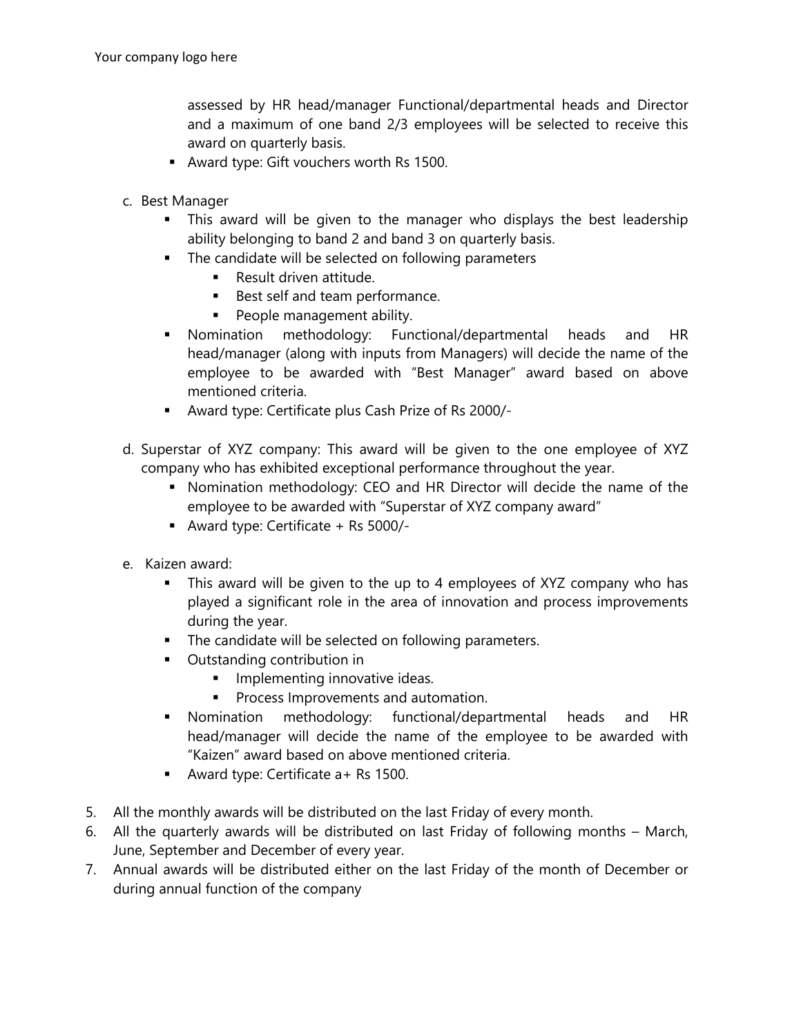assessed by HR head/manager Functional/departmental heads and Director and a maximum of one band 2/3 employees will be selected to receive this award on quarterly basis.

- Award type: Gift vouchers worth Rs 1500.

c. Best Manager
   - This award will be given to the manager who displays the best leadership ability belonging to band 2 and band 3 on quarterly basis.
   - The candidate will be selected on following parameters
     - Result driven attitude.
     - Best self and team performance.
     - People management ability.
   - Nomination methodology: Functional/departmental heads and HR head/manager (along with inputs from Managers) will decide the name of the employee to be awarded with "Best Manager" award based on above mentioned criteria.
   - Award type: Certificate plus Cash Prize of Rs 2000/-

d. Superstar of XYZ company: This award will be given to the one employee of XYZ company who has exhibited exceptional performance throughout the year.
   - Nomination methodology: CEO and HR Director will decide the name of the employee to be awarded with "Superstar of XYZ company award"
   - Award type: Certificate + Rs 5000/-

e. Kaizen award:
   - This award will be given to the up to 4 employees of XYZ company who has played a significant role in the area of innovation and process improvements during the year.
   - The candidate will be selected on following parameters.
   - Outstanding contribution in
     - Implementing innovative ideas.
     - Process Improvements and automation.
   - Nomination methodology: functional/departmental heads and HR head/manager will decide the name of the employee to be awarded with "Kaizen" award based on above mentioned criteria.
   - Award type: Certificate a+ Rs 1500.

5. All the monthly awards will be distributed on the last Friday of every month.
6. All the quarterly awards will be distributed on last Friday of following months – March, June, September and December of every year.
7. Annual awards will be distributed either on the last Friday of the month of December or during annual function of the company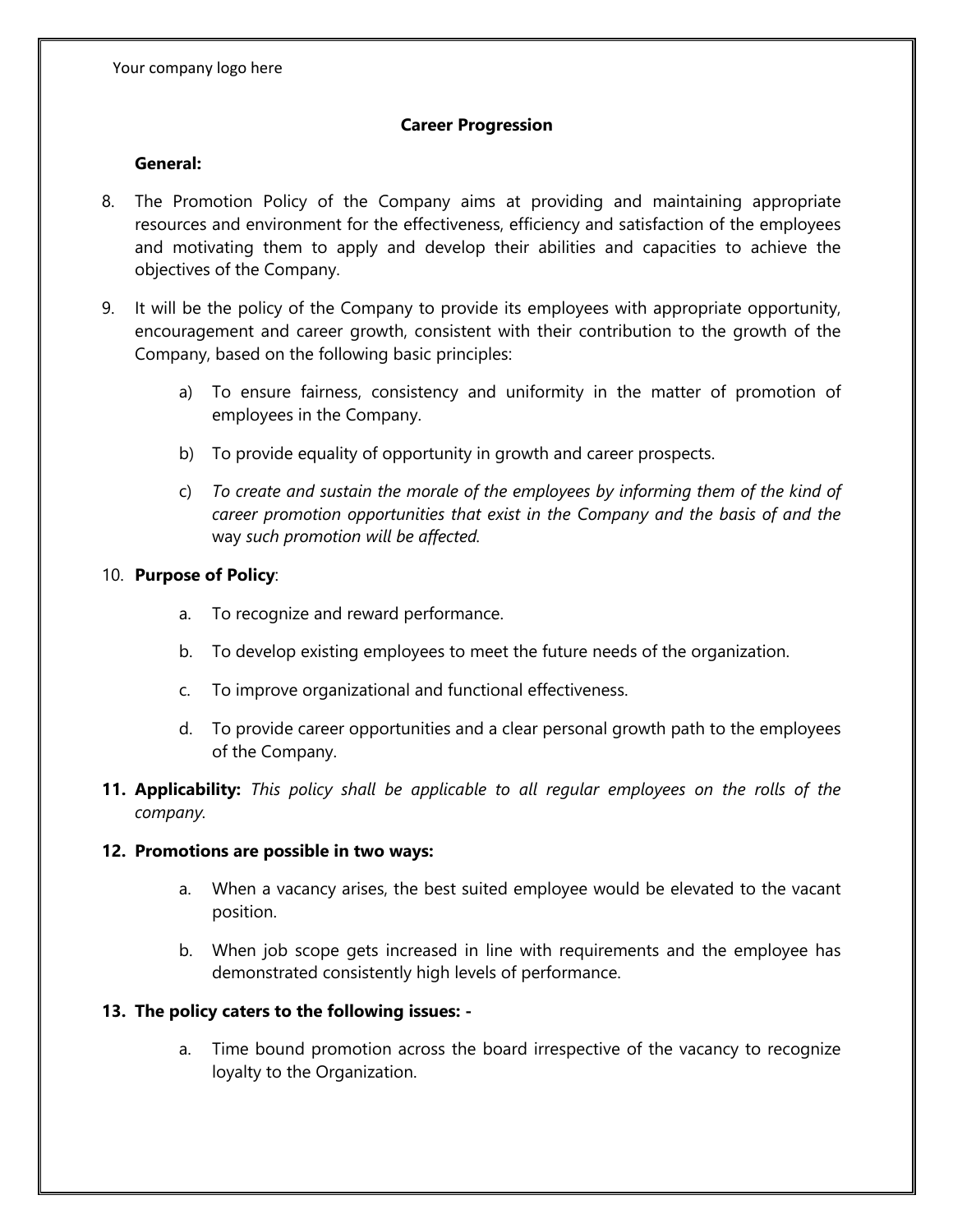Your company logo here

**Career Progression**

**General:**

8. The Promotion Policy of the Company aims at providing and maintaining appropriate resources and environment for the effectiveness, efficiency and satisfaction of the employees and motivating them to apply and develop their abilities and capacities to achieve the objectives of the Company.

9. It will be the policy of the Company to provide its employees with appropriate opportunity, encouragement and career growth, consistent with their contribution to the growth of the Company, based on the following basic principles:

    a) To ensure fairness, consistency and uniformity in the matter of promotion of employees in the Company.

    b) To provide equality of opportunity in growth and career prospects.

    c) *To create and sustain the morale of the employees by informing them of the kind of career promotion opportunities that exist in the Company and the basis of and the* way *such promotion will be affected.*

10. **Purpose of Policy**:

    a. To recognize and reward performance.

    b. To develop existing employees to meet the future needs of the organization.

    c. To improve organizational and functional effectiveness.

    d. To provide career opportunities and a clear personal growth path to the employees of the Company.

11. **Applicability:** *This policy shall be applicable to all regular employees on the rolls of the company.*

12. **Promotions are possible in two ways:**

    a. When a vacancy arises, the best suited employee would be elevated to the vacant position.

    b. When job scope gets increased in line with requirements and the employee has demonstrated consistently high levels of performance.

13. **The policy caters to the following issues: -**

    a. Time bound promotion across the board irrespective of the vacancy to recognize loyalty to the Organization.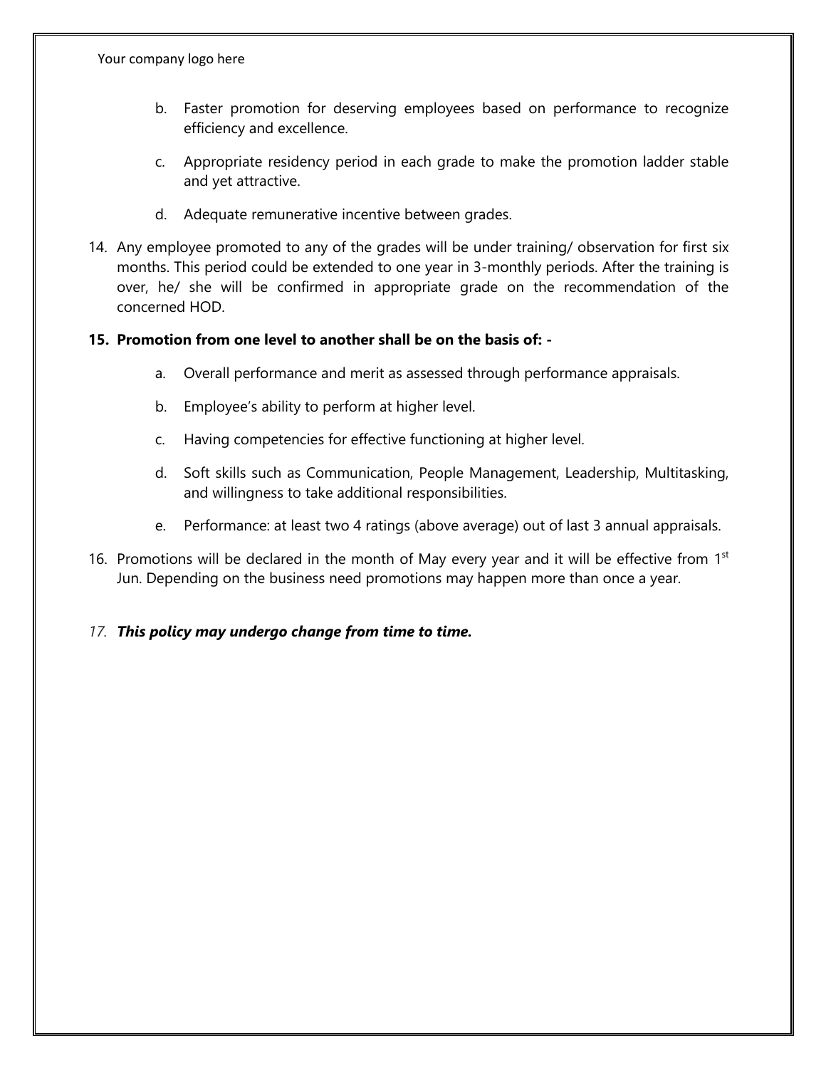b. Faster promotion for deserving employees based on performance to recognize efficiency and excellence.

c. Appropriate residency period in each grade to make the promotion ladder stable and yet attractive.

d. Adequate remunerative incentive between grades.

14. Any employee promoted to any of the grades will be under training/ observation for first six months. This period could be extended to one year in 3-monthly periods. After the training is over, he/ she will be confirmed in appropriate grade on the recommendation of the concerned HOD.

**15. Promotion from one level to another shall be on the basis of: -**

a. Overall performance and merit as assessed through performance appraisals.

b. Employee's ability to perform at higher level.

c. Having competencies for effective functioning at higher level.

d. Soft skills such as Communication, People Management, Leadership, Multitasking, and willingness to take additional responsibilities.

e. Performance: at least two 4 ratings (above average) out of last 3 annual appraisals.

16. Promotions will be declared in the month of May every year and it will be effective from 1st Jun. Depending on the business need promotions may happen more than once a year.

*17. **This policy may undergo change from time to time.***